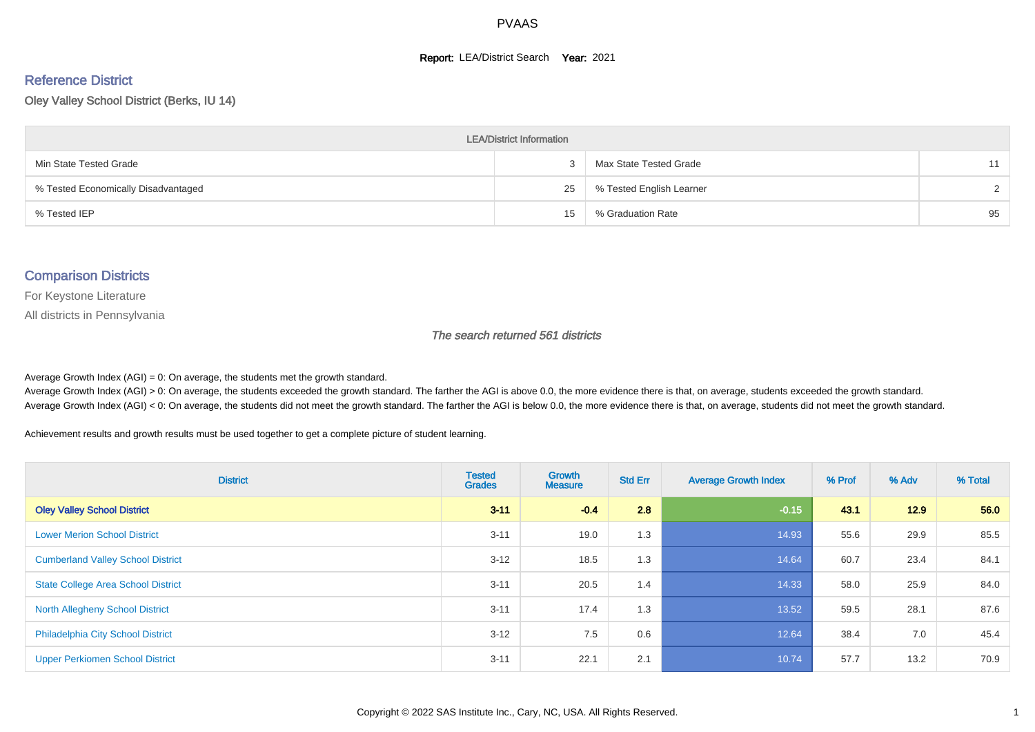PVAAS

**Report:** LEA/District Search **Year:** 2021

## Reference District

### Oley Valley School District (Berks, IU 14)

| LEA/District Information | | | |
|---|---|---|---|
| Min State Tested Grade | 3 | Max State Tested Grade | 11 |
| % Tested Economically Disadvantaged | 25 | % Tested English Learner | 2 |
| % Tested IEP | 15 | % Graduation Rate | 95 |

## Comparison Districts

For Keystone Literature

All districts in Pennsylvania

*The search returned 561 districts*

Average Growth Index (AGI) = 0: On average, the students met the growth standard.
Average Growth Index (AGI) > 0: On average, the students exceeded the growth standard. The farther the AGI is above 0.0, the more evidence there is that, on average, students exceeded the growth standard.
Average Growth Index (AGI) < 0: On average, the students did not meet the growth standard. The farther the AGI is below 0.0, the more evidence there is that, on average, students did not meet the growth standard.

Achievement results and growth results must be used together to get a complete picture of student learning.

| District | Tested Grades | Growth Measure | Std Err | Average Growth Index | % Prof | % Adv | % Total |
|---|---|---|---|---|---|---|---|
| **Oley Valley School District** | **3-11** | **-0.4** | **2.8** | **-0.15** | **43.1** | **12.9** | **56.0** |
| Lower Merion School District | 3-11 | 19.0 | 1.3 | 14.93 | 55.6 | 29.9 | 85.5 |
| Cumberland Valley School District | 3-12 | 18.5 | 1.3 | 14.64 | 60.7 | 23.4 | 84.1 |
| State College Area School District | 3-11 | 20.5 | 1.4 | 14.33 | 58.0 | 25.9 | 84.0 |
| North Allegheny School District | 3-11 | 17.4 | 1.3 | 13.52 | 59.5 | 28.1 | 87.6 |
| Philadelphia City School District | 3-12 | 7.5 | 0.6 | 12.64 | 38.4 | 7.0 | 45.4 |
| Upper Perkiomen School District | 3-11 | 22.1 | 2.1 | 10.74 | 57.7 | 13.2 | 70.9 |

Copyright © 2022 SAS Institute Inc., Cary, NC, USA. All Rights Reserved.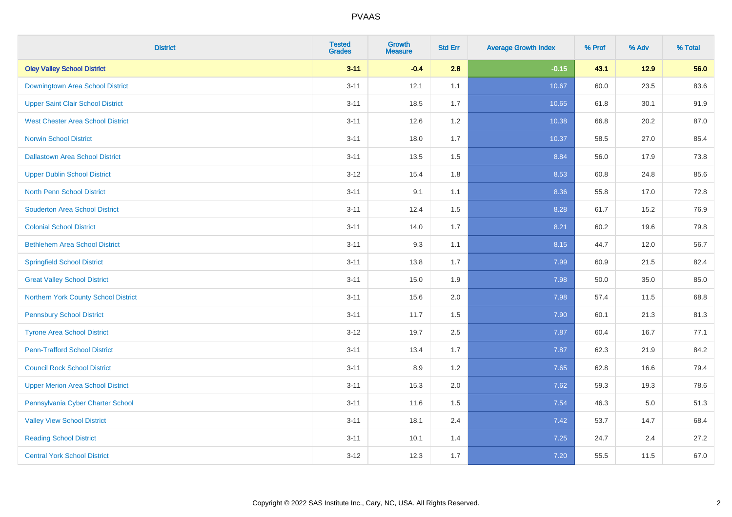| District | Tested Grades | Growth Measure | Std Err | Average Growth Index | % Prof | % Adv | % Total |
|---|---|---|---|---|---|---|---|
| **Oley Valley School District** | **3-11** | **-0.4** | **2.8** | **-0.15** | **43.1** | **12.9** | **56.0** |
| Downingtown Area School District | 3-11 | 12.1 | 1.1 | 10.67 | 60.0 | 23.5 | 83.6 |
| Upper Saint Clair School District | 3-11 | 18.5 | 1.7 | 10.65 | 61.8 | 30.1 | 91.9 |
| West Chester Area School District | 3-11 | 12.6 | 1.2 | 10.38 | 66.8 | 20.2 | 87.0 |
| Norwin School District | 3-11 | 18.0 | 1.7 | 10.37 | 58.5 | 27.0 | 85.4 |
| Dallastown Area School District | 3-11 | 13.5 | 1.5 | 8.84 | 56.0 | 17.9 | 73.8 |
| Upper Dublin School District | 3-12 | 15.4 | 1.8 | 8.53 | 60.8 | 24.8 | 85.6 |
| North Penn School District | 3-11 | 9.1 | 1.1 | 8.36 | 55.8 | 17.0 | 72.8 |
| Souderton Area School District | 3-11 | 12.4 | 1.5 | 8.28 | 61.7 | 15.2 | 76.9 |
| Colonial School District | 3-11 | 14.0 | 1.7 | 8.21 | 60.2 | 19.6 | 79.8 |
| Bethlehem Area School District | 3-11 | 9.3 | 1.1 | 8.15 | 44.7 | 12.0 | 56.7 |
| Springfield School District | 3-11 | 13.8 | 1.7 | 7.99 | 60.9 | 21.5 | 82.4 |
| Great Valley School District | 3-11 | 15.0 | 1.9 | 7.98 | 50.0 | 35.0 | 85.0 |
| Northern York County School District | 3-11 | 15.6 | 2.0 | 7.98 | 57.4 | 11.5 | 68.8 |
| Pennsbury School District | 3-11 | 11.7 | 1.5 | 7.90 | 60.1 | 21.3 | 81.3 |
| Tyrone Area School District | 3-12 | 19.7 | 2.5 | 7.87 | 60.4 | 16.7 | 77.1 |
| Penn-Trafford School District | 3-11 | 13.4 | 1.7 | 7.87 | 62.3 | 21.9 | 84.2 |
| Council Rock School District | 3-11 | 8.9 | 1.2 | 7.65 | 62.8 | 16.6 | 79.4 |
| Upper Merion Area School District | 3-11 | 15.3 | 2.0 | 7.62 | 59.3 | 19.3 | 78.6 |
| Pennsylvania Cyber Charter School | 3-11 | 11.6 | 1.5 | 7.54 | 46.3 | 5.0 | 51.3 |
| Valley View School District | 3-11 | 18.1 | 2.4 | 7.42 | 53.7 | 14.7 | 68.4 |
| Reading School District | 3-11 | 10.1 | 1.4 | 7.25 | 24.7 | 2.4 | 27.2 |
| Central York School District | 3-12 | 12.3 | 1.7 | 7.20 | 55.5 | 11.5 | 67.0 |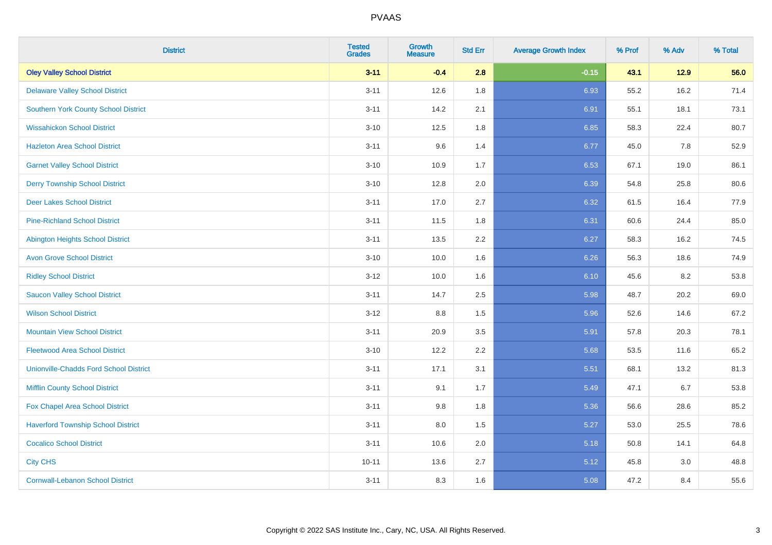| District | Tested Grades | Growth Measure | Std Err | Average Growth Index | % Prof | % Adv | % Total |
|---|---|---|---|---|---|---|---|
| **Oley Valley School District** | **3-11** | **-0.4** | **2.8** | **-0.15** | **43.1** | **12.9** | **56.0** |
| Delaware Valley School District | 3-11 | 12.6 | 1.8 | 6.93 | 55.2 | 16.2 | 71.4 |
| Southern York County School District | 3-11 | 14.2 | 2.1 | 6.91 | 55.1 | 18.1 | 73.1 |
| Wissahickon School District | 3-10 | 12.5 | 1.8 | 6.85 | 58.3 | 22.4 | 80.7 |
| Hazleton Area School District | 3-11 | 9.6 | 1.4 | 6.77 | 45.0 | 7.8 | 52.9 |
| Garnet Valley School District | 3-10 | 10.9 | 1.7 | 6.53 | 67.1 | 19.0 | 86.1 |
| Derry Township School District | 3-10 | 12.8 | 2.0 | 6.39 | 54.8 | 25.8 | 80.6 |
| Deer Lakes School District | 3-11 | 17.0 | 2.7 | 6.32 | 61.5 | 16.4 | 77.9 |
| Pine-Richland School District | 3-11 | 11.5 | 1.8 | 6.31 | 60.6 | 24.4 | 85.0 |
| Abington Heights School District | 3-11 | 13.5 | 2.2 | 6.27 | 58.3 | 16.2 | 74.5 |
| Avon Grove School District | 3-10 | 10.0 | 1.6 | 6.26 | 56.3 | 18.6 | 74.9 |
| Ridley School District | 3-12 | 10.0 | 1.6 | 6.10 | 45.6 | 8.2 | 53.8 |
| Saucon Valley School District | 3-11 | 14.7 | 2.5 | 5.98 | 48.7 | 20.2 | 69.0 |
| Wilson School District | 3-12 | 8.8 | 1.5 | 5.96 | 52.6 | 14.6 | 67.2 |
| Mountain View School District | 3-11 | 20.9 | 3.5 | 5.91 | 57.8 | 20.3 | 78.1 |
| Fleetwood Area School District | 3-10 | 12.2 | 2.2 | 5.68 | 53.5 | 11.6 | 65.2 |
| Unionville-Chadds Ford School District | 3-11 | 17.1 | 3.1 | 5.51 | 68.1 | 13.2 | 81.3 |
| Mifflin County School District | 3-11 | 9.1 | 1.7 | 5.49 | 47.1 | 6.7 | 53.8 |
| Fox Chapel Area School District | 3-11 | 9.8 | 1.8 | 5.36 | 56.6 | 28.6 | 85.2 |
| Haverford Township School District | 3-11 | 8.0 | 1.5 | 5.27 | 53.0 | 25.5 | 78.6 |
| Cocalico School District | 3-11 | 10.6 | 2.0 | 5.18 | 50.8 | 14.1 | 64.8 |
| City CHS | 10-11 | 13.6 | 2.7 | 5.12 | 45.8 | 3.0 | 48.8 |
| Cornwall-Lebanon School District | 3-11 | 8.3 | 1.6 | 5.08 | 47.2 | 8.4 | 55.6 |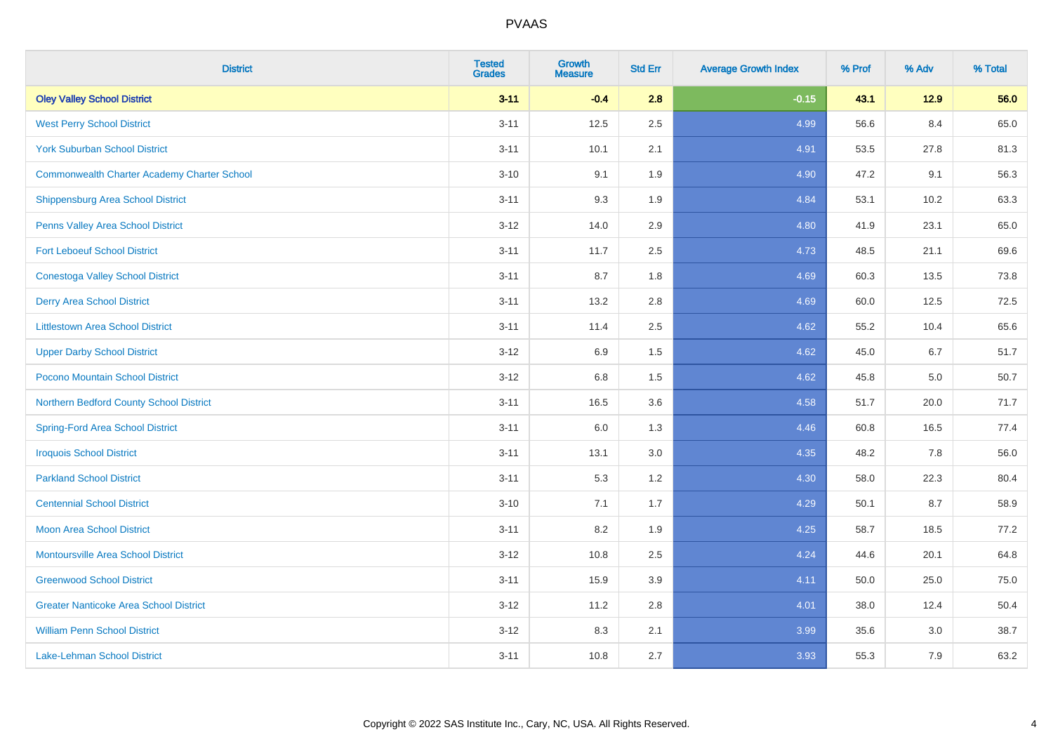| District | Tested Grades | Growth Measure | Std Err | Average Growth Index | % Prof | % Adv | % Total |
|---|---|---|---|---|---|---|---|
| **Oley Valley School District** | **3-11** | **-0.4** | **2.8** | **-0.15** | **43.1** | **12.9** | **56.0** |
| West Perry School District | 3-11 | 12.5 | 2.5 | 4.99 | 56.6 | 8.4 | 65.0 |
| York Suburban School District | 3-11 | 10.1 | 2.1 | 4.91 | 53.5 | 27.8 | 81.3 |
| Commonwealth Charter Academy Charter School | 3-10 | 9.1 | 1.9 | 4.90 | 47.2 | 9.1 | 56.3 |
| Shippensburg Area School District | 3-11 | 9.3 | 1.9 | 4.84 | 53.1 | 10.2 | 63.3 |
| Penns Valley Area School District | 3-12 | 14.0 | 2.9 | 4.80 | 41.9 | 23.1 | 65.0 |
| Fort Leboeuf School District | 3-11 | 11.7 | 2.5 | 4.73 | 48.5 | 21.1 | 69.6 |
| Conestoga Valley School District | 3-11 | 8.7 | 1.8 | 4.69 | 60.3 | 13.5 | 73.8 |
| Derry Area School District | 3-11 | 13.2 | 2.8 | 4.69 | 60.0 | 12.5 | 72.5 |
| Littlestown Area School District | 3-11 | 11.4 | 2.5 | 4.62 | 55.2 | 10.4 | 65.6 |
| Upper Darby School District | 3-12 | 6.9 | 1.5 | 4.62 | 45.0 | 6.7 | 51.7 |
| Pocono Mountain School District | 3-12 | 6.8 | 1.5 | 4.62 | 45.8 | 5.0 | 50.7 |
| Northern Bedford County School District | 3-11 | 16.5 | 3.6 | 4.58 | 51.7 | 20.0 | 71.7 |
| Spring-Ford Area School District | 3-11 | 6.0 | 1.3 | 4.46 | 60.8 | 16.5 | 77.4 |
| Iroquois School District | 3-11 | 13.1 | 3.0 | 4.35 | 48.2 | 7.8 | 56.0 |
| Parkland School District | 3-11 | 5.3 | 1.2 | 4.30 | 58.0 | 22.3 | 80.4 |
| Centennial School District | 3-10 | 7.1 | 1.7 | 4.29 | 50.1 | 8.7 | 58.9 |
| Moon Area School District | 3-11 | 8.2 | 1.9 | 4.25 | 58.7 | 18.5 | 77.2 |
| Montoursville Area School District | 3-12 | 10.8 | 2.5 | 4.24 | 44.6 | 20.1 | 64.8 |
| Greenwood School District | 3-11 | 15.9 | 3.9 | 4.11 | 50.0 | 25.0 | 75.0 |
| Greater Nanticoke Area School District | 3-12 | 11.2 | 2.8 | 4.01 | 38.0 | 12.4 | 50.4 |
| William Penn School District | 3-12 | 8.3 | 2.1 | 3.99 | 35.6 | 3.0 | 38.7 |
| Lake-Lehman School District | 3-11 | 10.8 | 2.7 | 3.93 | 55.3 | 7.9 | 63.2 |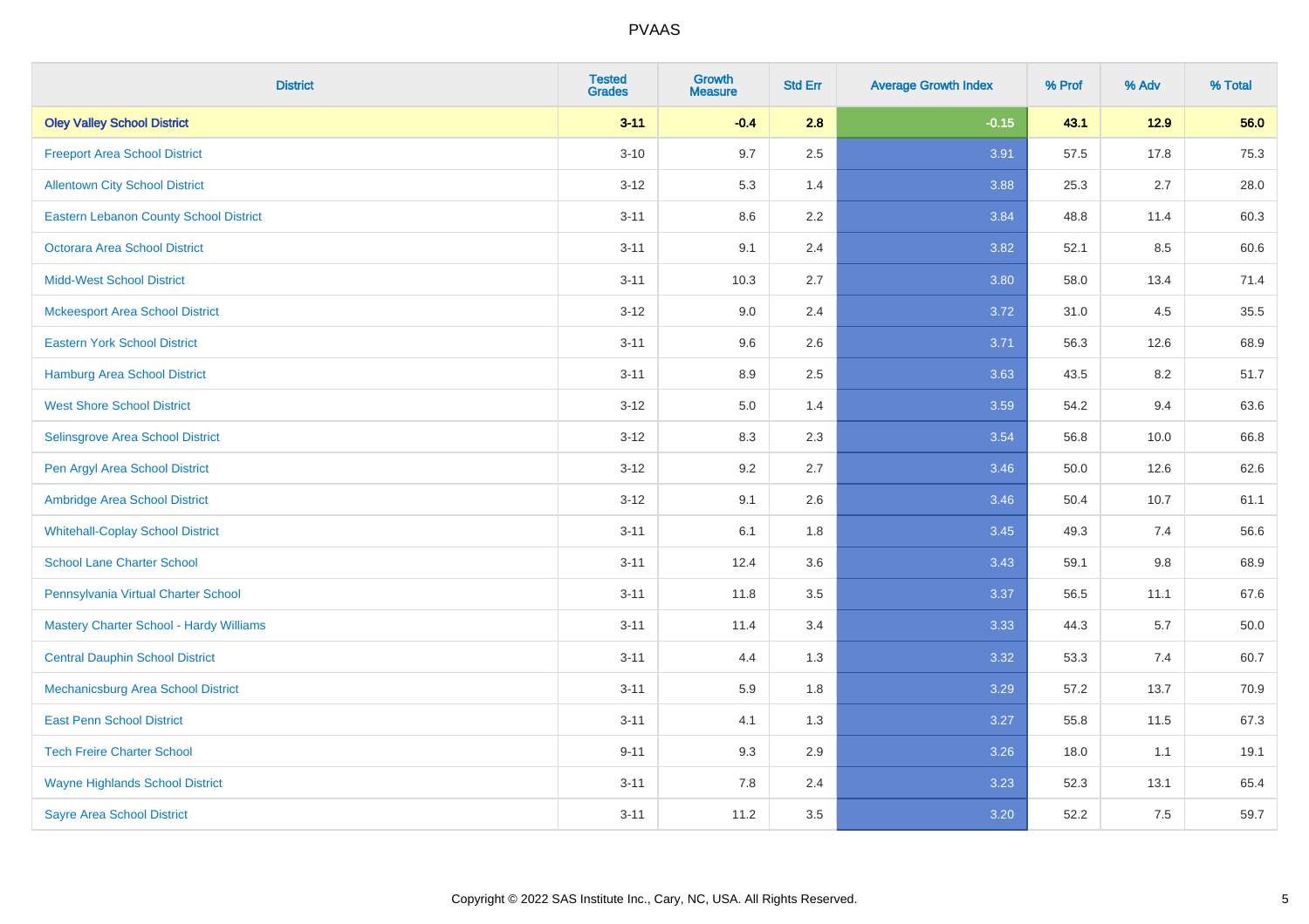| District | Tested Grades | Growth Measure | Std Err | Average Growth Index | % Prof | % Adv | % Total |
|---|---|---|---|---|---|---|---|
| **Oley Valley School District** | **3-11** | **-0.4** | **2.8** | **-0.15** | **43.1** | **12.9** | **56.0** |
| Freeport Area School District | 3-10 | 9.7 | 2.5 | 3.91 | 57.5 | 17.8 | 75.3 |
| Allentown City School District | 3-12 | 5.3 | 1.4 | 3.88 | 25.3 | 2.7 | 28.0 |
| Eastern Lebanon County School District | 3-11 | 8.6 | 2.2 | 3.84 | 48.8 | 11.4 | 60.3 |
| Octorara Area School District | 3-11 | 9.1 | 2.4 | 3.82 | 52.1 | 8.5 | 60.6 |
| Midd-West School District | 3-11 | 10.3 | 2.7 | 3.80 | 58.0 | 13.4 | 71.4 |
| Mckeesport Area School District | 3-12 | 9.0 | 2.4 | 3.72 | 31.0 | 4.5 | 35.5 |
| Eastern York School District | 3-11 | 9.6 | 2.6 | 3.71 | 56.3 | 12.6 | 68.9 |
| Hamburg Area School District | 3-11 | 8.9 | 2.5 | 3.63 | 43.5 | 8.2 | 51.7 |
| West Shore School District | 3-12 | 5.0 | 1.4 | 3.59 | 54.2 | 9.4 | 63.6 |
| Selinsgrove Area School District | 3-12 | 8.3 | 2.3 | 3.54 | 56.8 | 10.0 | 66.8 |
| Pen Argyl Area School District | 3-12 | 9.2 | 2.7 | 3.46 | 50.0 | 12.6 | 62.6 |
| Ambridge Area School District | 3-12 | 9.1 | 2.6 | 3.46 | 50.4 | 10.7 | 61.1 |
| Whitehall-Coplay School District | 3-11 | 6.1 | 1.8 | 3.45 | 49.3 | 7.4 | 56.6 |
| School Lane Charter School | 3-11 | 12.4 | 3.6 | 3.43 | 59.1 | 9.8 | 68.9 |
| Pennsylvania Virtual Charter School | 3-11 | 11.8 | 3.5 | 3.37 | 56.5 | 11.1 | 67.6 |
| Mastery Charter School - Hardy Williams | 3-11 | 11.4 | 3.4 | 3.33 | 44.3 | 5.7 | 50.0 |
| Central Dauphin School District | 3-11 | 4.4 | 1.3 | 3.32 | 53.3 | 7.4 | 60.7 |
| Mechanicsburg Area School District | 3-11 | 5.9 | 1.8 | 3.29 | 57.2 | 13.7 | 70.9 |
| East Penn School District | 3-11 | 4.1 | 1.3 | 3.27 | 55.8 | 11.5 | 67.3 |
| Tech Freire Charter School | 9-11 | 9.3 | 2.9 | 3.26 | 18.0 | 1.1 | 19.1 |
| Wayne Highlands School District | 3-11 | 7.8 | 2.4 | 3.23 | 52.3 | 13.1 | 65.4 |
| Sayre Area School District | 3-11 | 11.2 | 3.5 | 3.20 | 52.2 | 7.5 | 59.7 |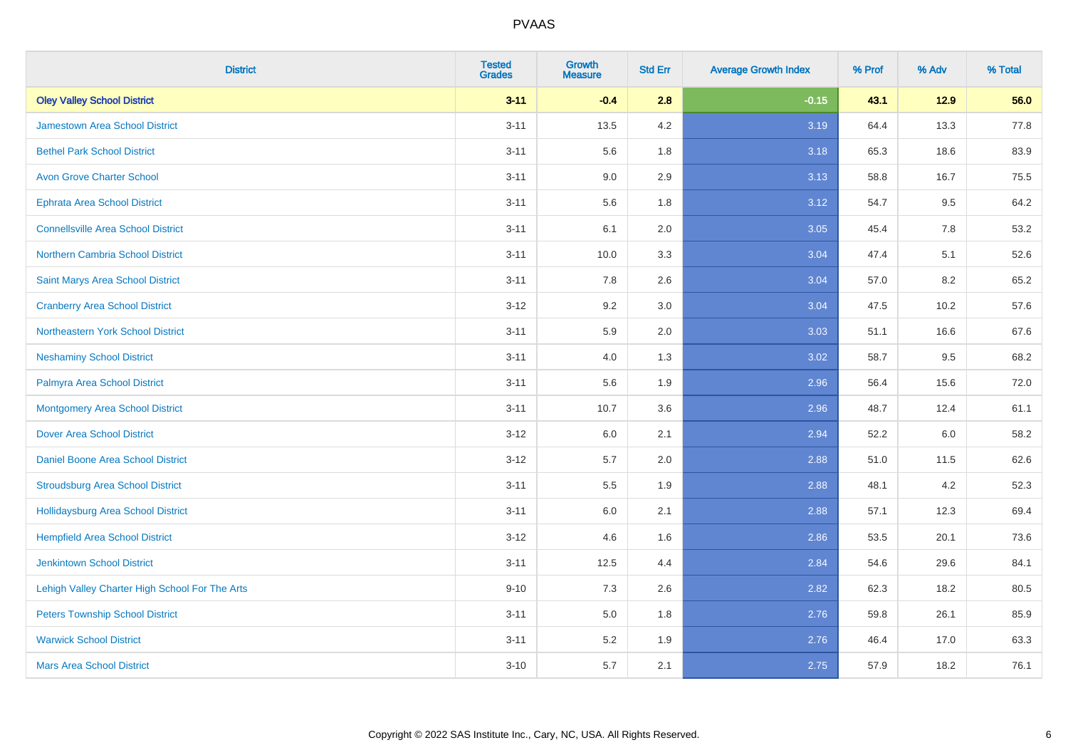| District | Tested Grades | Growth Measure | Std Err | Average Growth Index | % Prof | % Adv | % Total |
|---|---|---|---|---|---|---|---|
| **Oley Valley School District** | **3-11** | **-0.4** | **2.8** | **-0.15** | **43.1** | **12.9** | **56.0** |
| Jamestown Area School District | 3-11 | 13.5 | 4.2 | 3.19 | 64.4 | 13.3 | 77.8 |
| Bethel Park School District | 3-11 | 5.6 | 1.8 | 3.18 | 65.3 | 18.6 | 83.9 |
| Avon Grove Charter School | 3-11 | 9.0 | 2.9 | 3.13 | 58.8 | 16.7 | 75.5 |
| Ephrata Area School District | 3-11 | 5.6 | 1.8 | 3.12 | 54.7 | 9.5 | 64.2 |
| Connellsville Area School District | 3-11 | 6.1 | 2.0 | 3.05 | 45.4 | 7.8 | 53.2 |
| Northern Cambria School District | 3-11 | 10.0 | 3.3 | 3.04 | 47.4 | 5.1 | 52.6 |
| Saint Marys Area School District | 3-11 | 7.8 | 2.6 | 3.04 | 57.0 | 8.2 | 65.2 |
| Cranberry Area School District | 3-12 | 9.2 | 3.0 | 3.04 | 47.5 | 10.2 | 57.6 |
| Northeastern York School District | 3-11 | 5.9 | 2.0 | 3.03 | 51.1 | 16.6 | 67.6 |
| Neshaminy School District | 3-11 | 4.0 | 1.3 | 3.02 | 58.7 | 9.5 | 68.2 |
| Palmyra Area School District | 3-11 | 5.6 | 1.9 | 2.96 | 56.4 | 15.6 | 72.0 |
| Montgomery Area School District | 3-11 | 10.7 | 3.6 | 2.96 | 48.7 | 12.4 | 61.1 |
| Dover Area School District | 3-12 | 6.0 | 2.1 | 2.94 | 52.2 | 6.0 | 58.2 |
| Daniel Boone Area School District | 3-12 | 5.7 | 2.0 | 2.88 | 51.0 | 11.5 | 62.6 |
| Stroudsburg Area School District | 3-11 | 5.5 | 1.9 | 2.88 | 48.1 | 4.2 | 52.3 |
| Hollidaysburg Area School District | 3-11 | 6.0 | 2.1 | 2.88 | 57.1 | 12.3 | 69.4 |
| Hempfield Area School District | 3-12 | 4.6 | 1.6 | 2.86 | 53.5 | 20.1 | 73.6 |
| Jenkintown School District | 3-11 | 12.5 | 4.4 | 2.84 | 54.6 | 29.6 | 84.1 |
| Lehigh Valley Charter High School For The Arts | 9-10 | 7.3 | 2.6 | 2.82 | 62.3 | 18.2 | 80.5 |
| Peters Township School District | 3-11 | 5.0 | 1.8 | 2.76 | 59.8 | 26.1 | 85.9 |
| Warwick School District | 3-11 | 5.2 | 1.9 | 2.76 | 46.4 | 17.0 | 63.3 |
| Mars Area School District | 3-10 | 5.7 | 2.1 | 2.75 | 57.9 | 18.2 | 76.1 |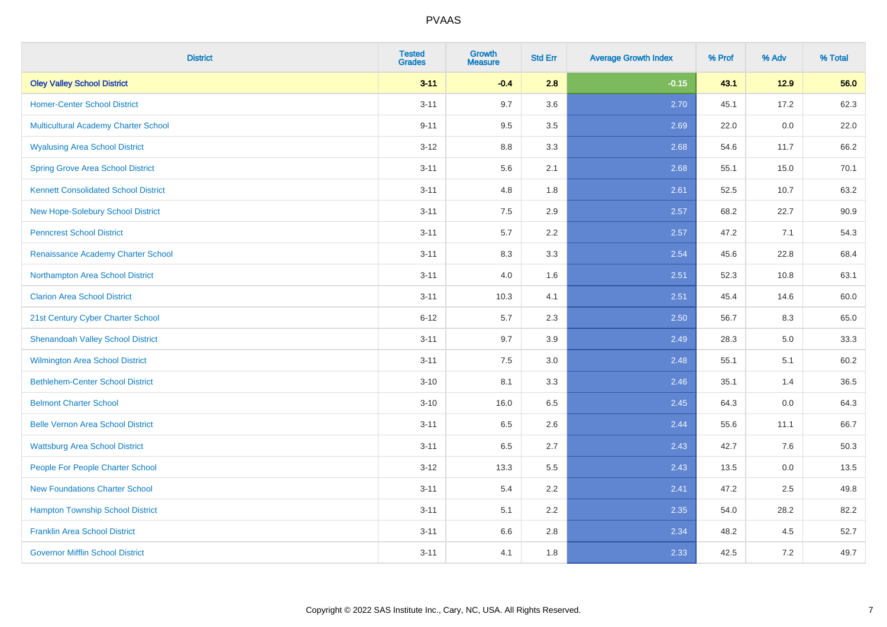| District | Tested Grades | Growth Measure | Std Err | Average Growth Index | % Prof | % Adv | % Total |
|---|---|---|---|---|---|---|---|
| **Oley Valley School District** | **3-11** | **-0.4** | **2.8** | **-0.15** | **43.1** | **12.9** | **56.0** |
| Homer-Center School District | 3-11 | 9.7 | 3.6 | 2.70 | 45.1 | 17.2 | 62.3 |
| Multicultural Academy Charter School | 9-11 | 9.5 | 3.5 | 2.69 | 22.0 | 0.0 | 22.0 |
| Wyalusing Area School District | 3-12 | 8.8 | 3.3 | 2.68 | 54.6 | 11.7 | 66.2 |
| Spring Grove Area School District | 3-11 | 5.6 | 2.1 | 2.68 | 55.1 | 15.0 | 70.1 |
| Kennett Consolidated School District | 3-11 | 4.8 | 1.8 | 2.61 | 52.5 | 10.7 | 63.2 |
| New Hope-Solebury School District | 3-11 | 7.5 | 2.9 | 2.57 | 68.2 | 22.7 | 90.9 |
| Penncrest School District | 3-11 | 5.7 | 2.2 | 2.57 | 47.2 | 7.1 | 54.3 |
| Renaissance Academy Charter School | 3-11 | 8.3 | 3.3 | 2.54 | 45.6 | 22.8 | 68.4 |
| Northampton Area School District | 3-11 | 4.0 | 1.6 | 2.51 | 52.3 | 10.8 | 63.1 |
| Clarion Area School District | 3-11 | 10.3 | 4.1 | 2.51 | 45.4 | 14.6 | 60.0 |
| 21st Century Cyber Charter School | 6-12 | 5.7 | 2.3 | 2.50 | 56.7 | 8.3 | 65.0 |
| Shenandoah Valley School District | 3-11 | 9.7 | 3.9 | 2.49 | 28.3 | 5.0 | 33.3 |
| Wilmington Area School District | 3-11 | 7.5 | 3.0 | 2.48 | 55.1 | 5.1 | 60.2 |
| Bethlehem-Center School District | 3-10 | 8.1 | 3.3 | 2.46 | 35.1 | 1.4 | 36.5 |
| Belmont Charter School | 3-10 | 16.0 | 6.5 | 2.45 | 64.3 | 0.0 | 64.3 |
| Belle Vernon Area School District | 3-11 | 6.5 | 2.6 | 2.44 | 55.6 | 11.1 | 66.7 |
| Wattsburg Area School District | 3-11 | 6.5 | 2.7 | 2.43 | 42.7 | 7.6 | 50.3 |
| People For People Charter School | 3-12 | 13.3 | 5.5 | 2.43 | 13.5 | 0.0 | 13.5 |
| New Foundations Charter School | 3-11 | 5.4 | 2.2 | 2.41 | 47.2 | 2.5 | 49.8 |
| Hampton Township School District | 3-11 | 5.1 | 2.2 | 2.35 | 54.0 | 28.2 | 82.2 |
| Franklin Area School District | 3-11 | 6.6 | 2.8 | 2.34 | 48.2 | 4.5 | 52.7 |
| Governor Mifflin School District | 3-11 | 4.1 | 1.8 | 2.33 | 42.5 | 7.2 | 49.7 |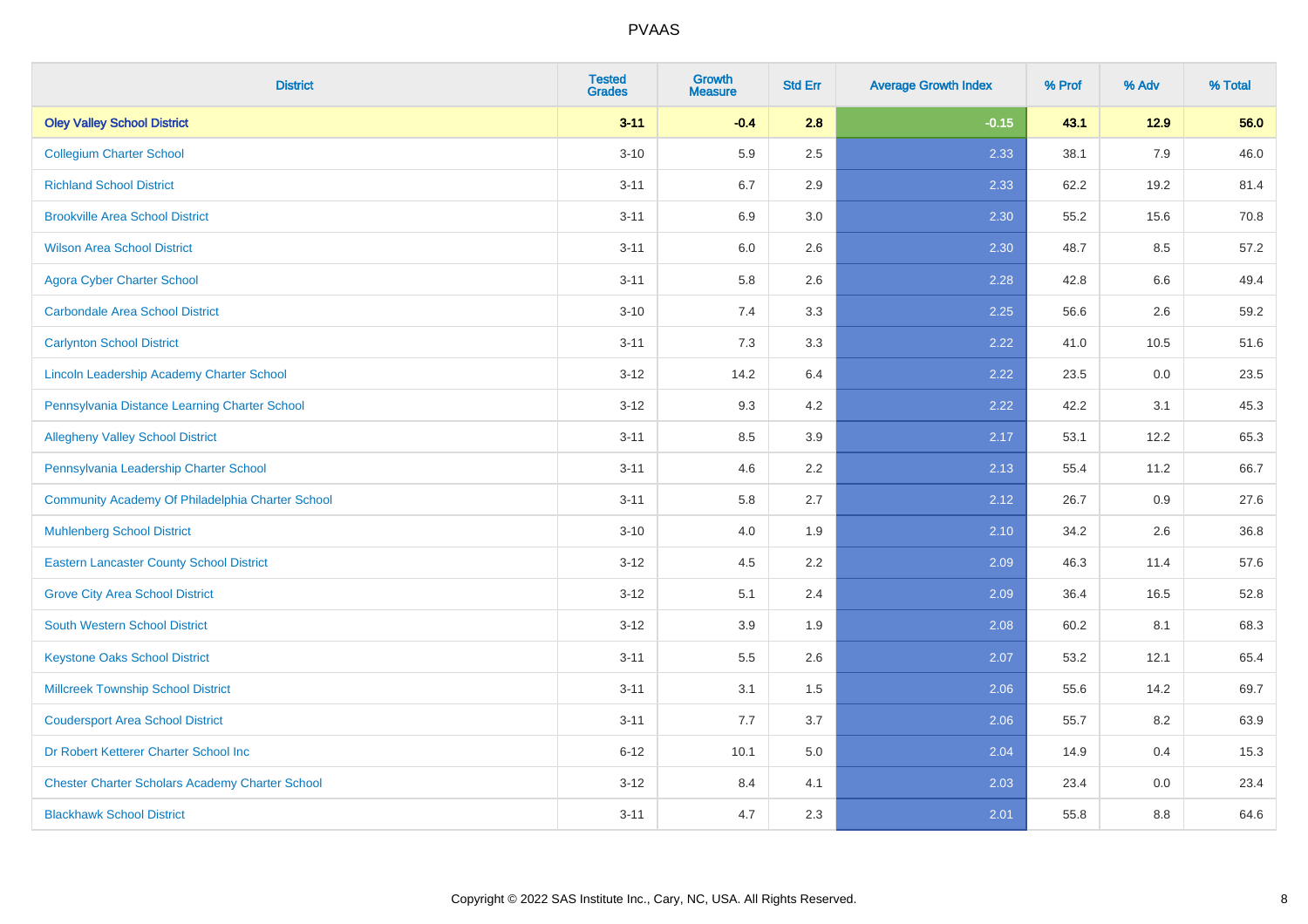# PVAAS

| District | Tested Grades | Growth Measure | Std Err | Average Growth Index | % Prof | % Adv | % Total |
|---|---|---|---|---|---|---|---|
| **Oley Valley School District** | **3-11** | **-0.4** | **2.8** | **-0.15** | **43.1** | **12.9** | **56.0** |
| Collegium Charter School | 3-10 | 5.9 | 2.5 | 2.33 | 38.1 | 7.9 | 46.0 |
| Richland School District | 3-11 | 6.7 | 2.9 | 2.33 | 62.2 | 19.2 | 81.4 |
| Brookville Area School District | 3-11 | 6.9 | 3.0 | 2.30 | 55.2 | 15.6 | 70.8 |
| Wilson Area School District | 3-11 | 6.0 | 2.6 | 2.30 | 48.7 | 8.5 | 57.2 |
| Agora Cyber Charter School | 3-11 | 5.8 | 2.6 | 2.28 | 42.8 | 6.6 | 49.4 |
| Carbondale Area School District | 3-10 | 7.4 | 3.3 | 2.25 | 56.6 | 2.6 | 59.2 |
| Carlynton School District | 3-11 | 7.3 | 3.3 | 2.22 | 41.0 | 10.5 | 51.6 |
| Lincoln Leadership Academy Charter School | 3-12 | 14.2 | 6.4 | 2.22 | 23.5 | 0.0 | 23.5 |
| Pennsylvania Distance Learning Charter School | 3-12 | 9.3 | 4.2 | 2.22 | 42.2 | 3.1 | 45.3 |
| Allegheny Valley School District | 3-11 | 8.5 | 3.9 | 2.17 | 53.1 | 12.2 | 65.3 |
| Pennsylvania Leadership Charter School | 3-11 | 4.6 | 2.2 | 2.13 | 55.4 | 11.2 | 66.7 |
| Community Academy Of Philadelphia Charter School | 3-11 | 5.8 | 2.7 | 2.12 | 26.7 | 0.9 | 27.6 |
| Muhlenberg School District | 3-10 | 4.0 | 1.9 | 2.10 | 34.2 | 2.6 | 36.8 |
| Eastern Lancaster County School District | 3-12 | 4.5 | 2.2 | 2.09 | 46.3 | 11.4 | 57.6 |
| Grove City Area School District | 3-12 | 5.1 | 2.4 | 2.09 | 36.4 | 16.5 | 52.8 |
| South Western School District | 3-12 | 3.9 | 1.9 | 2.08 | 60.2 | 8.1 | 68.3 |
| Keystone Oaks School District | 3-11 | 5.5 | 2.6 | 2.07 | 53.2 | 12.1 | 65.4 |
| Millcreek Township School District | 3-11 | 3.1 | 1.5 | 2.06 | 55.6 | 14.2 | 69.7 |
| Coudersport Area School District | 3-11 | 7.7 | 3.7 | 2.06 | 55.7 | 8.2 | 63.9 |
| Dr Robert Ketterer Charter School Inc | 6-12 | 10.1 | 5.0 | 2.04 | 14.9 | 0.4 | 15.3 |
| Chester Charter Scholars Academy Charter School | 3-12 | 8.4 | 4.1 | 2.03 | 23.4 | 0.0 | 23.4 |
| Blackhawk School District | 3-11 | 4.7 | 2.3 | 2.01 | 55.8 | 8.8 | 64.6 |

Copyright © 2022 SAS Institute Inc., Cary, NC, USA. All Rights Reserved.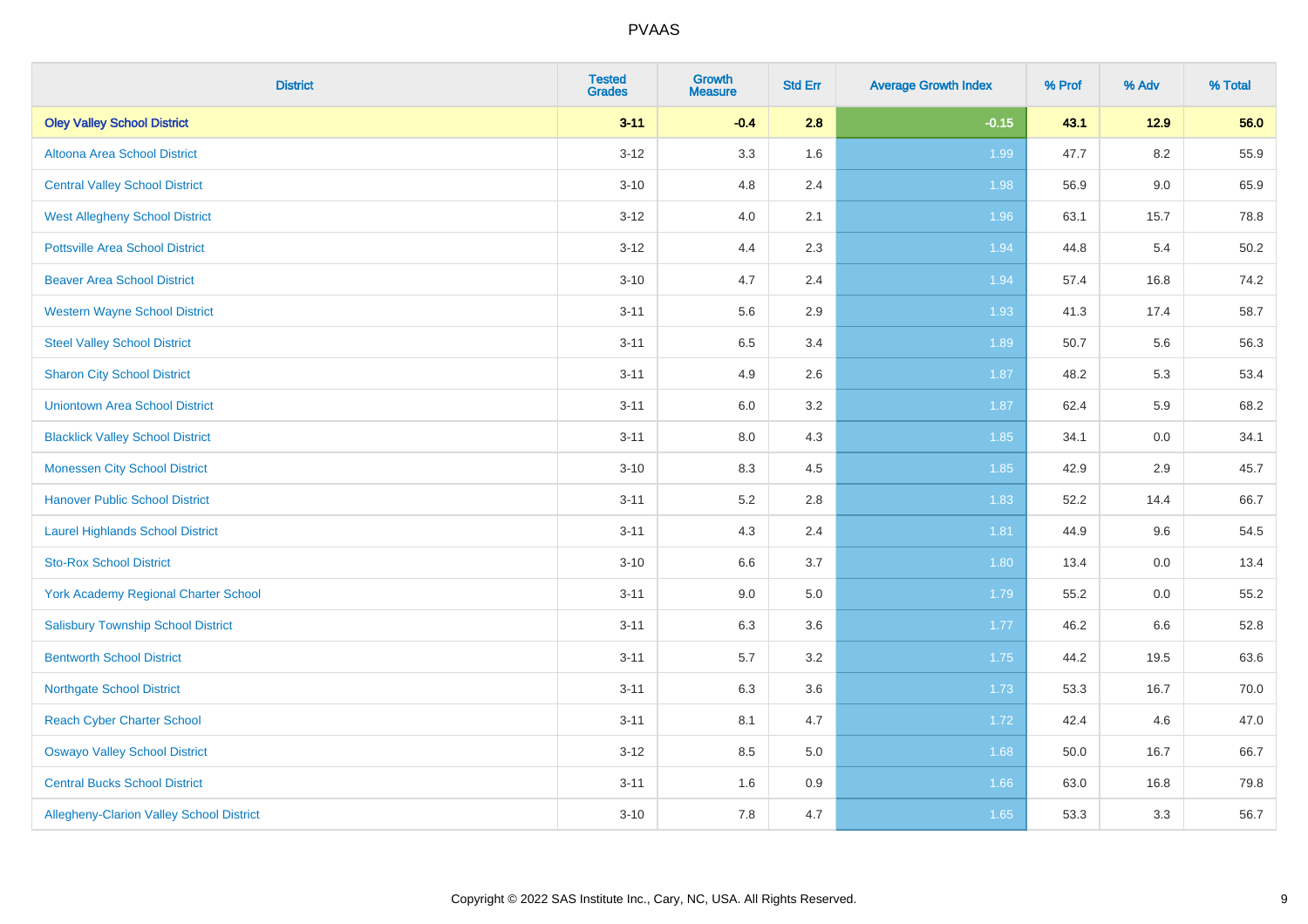| District | Tested Grades | Growth Measure | Std Err | Average Growth Index | % Prof | % Adv | % Total |
|---|---|---|---|---|---|---|---|
| **Oley Valley School District** | **3-11** | **-0.4** | **2.8** | **-0.15** | **43.1** | **12.9** | **56.0** |
| Altoona Area School District | 3-12 | 3.3 | 1.6 | 1.99 | 47.7 | 8.2 | 55.9 |
| Central Valley School District | 3-10 | 4.8 | 2.4 | 1.98 | 56.9 | 9.0 | 65.9 |
| West Allegheny School District | 3-12 | 4.0 | 2.1 | 1.96 | 63.1 | 15.7 | 78.8 |
| Pottsville Area School District | 3-12 | 4.4 | 2.3 | 1.94 | 44.8 | 5.4 | 50.2 |
| Beaver Area School District | 3-10 | 4.7 | 2.4 | 1.94 | 57.4 | 16.8 | 74.2 |
| Western Wayne School District | 3-11 | 5.6 | 2.9 | 1.93 | 41.3 | 17.4 | 58.7 |
| Steel Valley School District | 3-11 | 6.5 | 3.4 | 1.89 | 50.7 | 5.6 | 56.3 |
| Sharon City School District | 3-11 | 4.9 | 2.6 | 1.87 | 48.2 | 5.3 | 53.4 |
| Uniontown Area School District | 3-11 | 6.0 | 3.2 | 1.87 | 62.4 | 5.9 | 68.2 |
| Blacklick Valley School District | 3-11 | 8.0 | 4.3 | 1.85 | 34.1 | 0.0 | 34.1 |
| Monessen City School District | 3-10 | 8.3 | 4.5 | 1.85 | 42.9 | 2.9 | 45.7 |
| Hanover Public School District | 3-11 | 5.2 | 2.8 | 1.83 | 52.2 | 14.4 | 66.7 |
| Laurel Highlands School District | 3-11 | 4.3 | 2.4 | 1.81 | 44.9 | 9.6 | 54.5 |
| Sto-Rox School District | 3-10 | 6.6 | 3.7 | 1.80 | 13.4 | 0.0 | 13.4 |
| York Academy Regional Charter School | 3-11 | 9.0 | 5.0 | 1.79 | 55.2 | 0.0 | 55.2 |
| Salisbury Township School District | 3-11 | 6.3 | 3.6 | 1.77 | 46.2 | 6.6 | 52.8 |
| Bentworth School District | 3-11 | 5.7 | 3.2 | 1.75 | 44.2 | 19.5 | 63.6 |
| Northgate School District | 3-11 | 6.3 | 3.6 | 1.73 | 53.3 | 16.7 | 70.0 |
| Reach Cyber Charter School | 3-11 | 8.1 | 4.7 | 1.72 | 42.4 | 4.6 | 47.0 |
| Oswayo Valley School District | 3-12 | 8.5 | 5.0 | 1.68 | 50.0 | 16.7 | 66.7 |
| Central Bucks School District | 3-11 | 1.6 | 0.9 | 1.66 | 63.0 | 16.8 | 79.8 |
| Allegheny-Clarion Valley School District | 3-10 | 7.8 | 4.7 | 1.65 | 53.3 | 3.3 | 56.7 |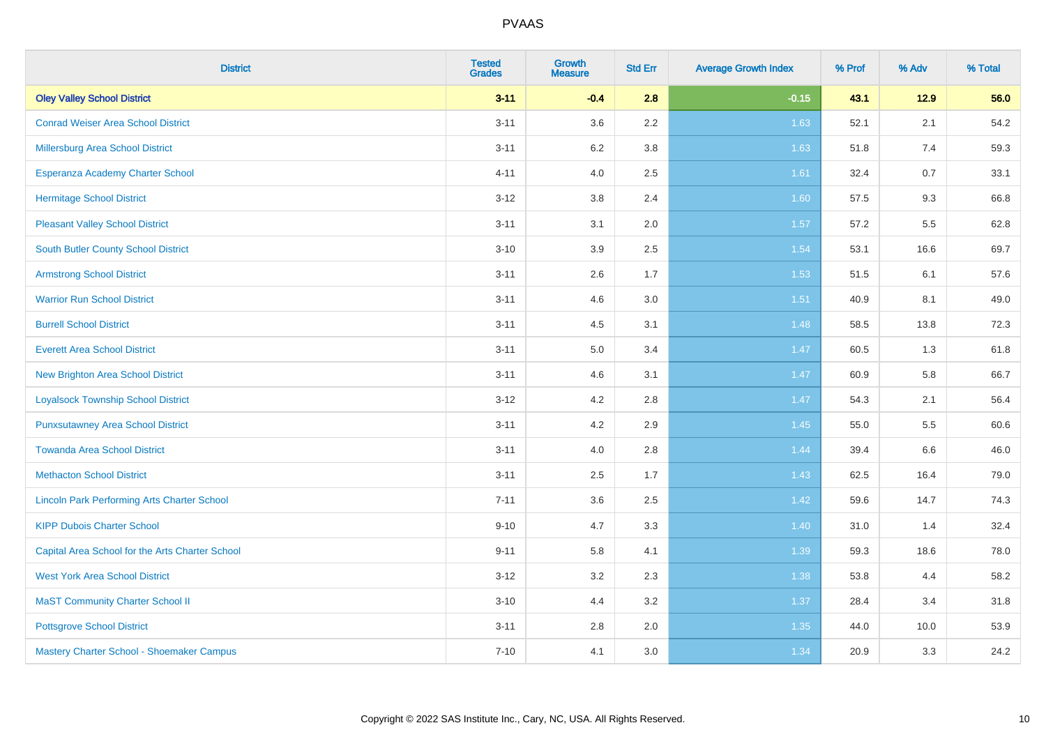| District | Tested Grades | Growth Measure | Std Err | Average Growth Index | % Prof | % Adv | % Total |
|---|---|---|---|---|---|---|---|
| **Oley Valley School District** | **3-11** | **-0.4** | **2.8** | **-0.15** | **43.1** | **12.9** | **56.0** |
| Conrad Weiser Area School District | 3-11 | 3.6 | 2.2 | 1.63 | 52.1 | 2.1 | 54.2 |
| Millersburg Area School District | 3-11 | 6.2 | 3.8 | 1.63 | 51.8 | 7.4 | 59.3 |
| Esperanza Academy Charter School | 4-11 | 4.0 | 2.5 | 1.61 | 32.4 | 0.7 | 33.1 |
| Hermitage School District | 3-12 | 3.8 | 2.4 | 1.60 | 57.5 | 9.3 | 66.8 |
| Pleasant Valley School District | 3-11 | 3.1 | 2.0 | 1.57 | 57.2 | 5.5 | 62.8 |
| South Butler County School District | 3-10 | 3.9 | 2.5 | 1.54 | 53.1 | 16.6 | 69.7 |
| Armstrong School District | 3-11 | 2.6 | 1.7 | 1.53 | 51.5 | 6.1 | 57.6 |
| Warrior Run School District | 3-11 | 4.6 | 3.0 | 1.51 | 40.9 | 8.1 | 49.0 |
| Burrell School District | 3-11 | 4.5 | 3.1 | 1.48 | 58.5 | 13.8 | 72.3 |
| Everett Area School District | 3-11 | 5.0 | 3.4 | 1.47 | 60.5 | 1.3 | 61.8 |
| New Brighton Area School District | 3-11 | 4.6 | 3.1 | 1.47 | 60.9 | 5.8 | 66.7 |
| Loyalsock Township School District | 3-12 | 4.2 | 2.8 | 1.47 | 54.3 | 2.1 | 56.4 |
| Punxsutawney Area School District | 3-11 | 4.2 | 2.9 | 1.45 | 55.0 | 5.5 | 60.6 |
| Towanda Area School District | 3-11 | 4.0 | 2.8 | 1.44 | 39.4 | 6.6 | 46.0 |
| Methacton School District | 3-11 | 2.5 | 1.7 | 1.43 | 62.5 | 16.4 | 79.0 |
| Lincoln Park Performing Arts Charter School | 7-11 | 3.6 | 2.5 | 1.42 | 59.6 | 14.7 | 74.3 |
| KIPP Dubois Charter School | 9-10 | 4.7 | 3.3 | 1.40 | 31.0 | 1.4 | 32.4 |
| Capital Area School for the Arts Charter School | 9-11 | 5.8 | 4.1 | 1.39 | 59.3 | 18.6 | 78.0 |
| West York Area School District | 3-12 | 3.2 | 2.3 | 1.38 | 53.8 | 4.4 | 58.2 |
| MaST Community Charter School II | 3-10 | 4.4 | 3.2 | 1.37 | 28.4 | 3.4 | 31.8 |
| Pottsgrove School District | 3-11 | 2.8 | 2.0 | 1.35 | 44.0 | 10.0 | 53.9 |
| Mastery Charter School - Shoemaker Campus | 7-10 | 4.1 | 3.0 | 1.34 | 20.9 | 3.3 | 24.2 |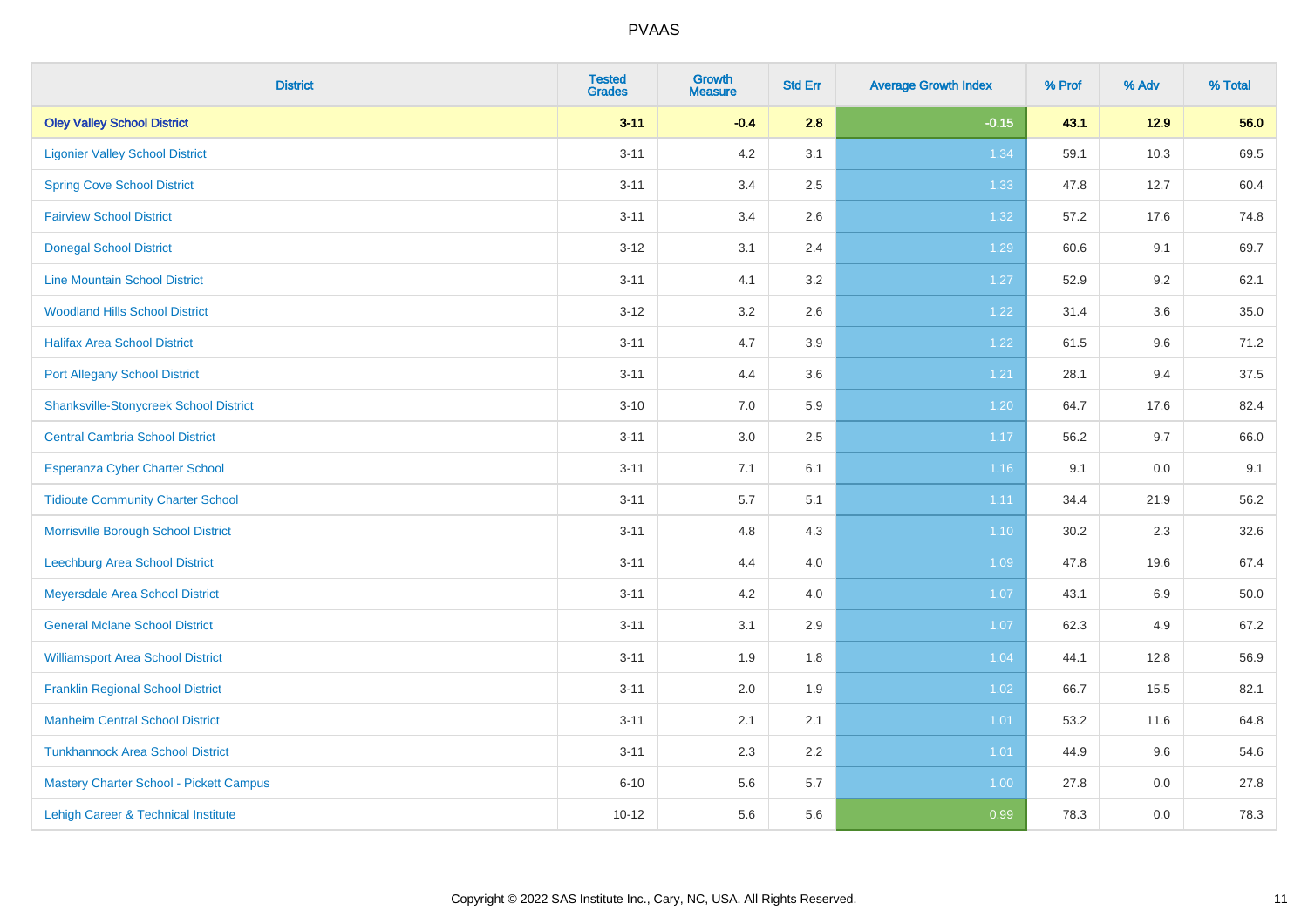# PVAAS

| District | Tested Grades | Growth Measure | Std Err | Average Growth Index | % Prof | % Adv | % Total |
|---|---|---|---|---|---|---|---|
| **Oley Valley School District** | **3-11** | **-0.4** | **2.8** | **-0.15** | **43.1** | **12.9** | **56.0** |
| Ligonier Valley School District | 3-11 | 4.2 | 3.1 | 1.34 | 59.1 | 10.3 | 69.5 |
| Spring Cove School District | 3-11 | 3.4 | 2.5 | 1.33 | 47.8 | 12.7 | 60.4 |
| Fairview School District | 3-11 | 3.4 | 2.6 | 1.32 | 57.2 | 17.6 | 74.8 |
| Donegal School District | 3-12 | 3.1 | 2.4 | 1.29 | 60.6 | 9.1 | 69.7 |
| Line Mountain School District | 3-11 | 4.1 | 3.2 | 1.27 | 52.9 | 9.2 | 62.1 |
| Woodland Hills School District | 3-12 | 3.2 | 2.6 | 1.22 | 31.4 | 3.6 | 35.0 |
| Halifax Area School District | 3-11 | 4.7 | 3.9 | 1.22 | 61.5 | 9.6 | 71.2 |
| Port Allegany School District | 3-11 | 4.4 | 3.6 | 1.21 | 28.1 | 9.4 | 37.5 |
| Shanksville-Stonycreek School District | 3-10 | 7.0 | 5.9 | 1.20 | 64.7 | 17.6 | 82.4 |
| Central Cambria School District | 3-11 | 3.0 | 2.5 | 1.17 | 56.2 | 9.7 | 66.0 |
| Esperanza Cyber Charter School | 3-11 | 7.1 | 6.1 | 1.16 | 9.1 | 0.0 | 9.1 |
| Tidioute Community Charter School | 3-11 | 5.7 | 5.1 | 1.11 | 34.4 | 21.9 | 56.2 |
| Morrisville Borough School District | 3-11 | 4.8 | 4.3 | 1.10 | 30.2 | 2.3 | 32.6 |
| Leechburg Area School District | 3-11 | 4.4 | 4.0 | 1.09 | 47.8 | 19.6 | 67.4 |
| Meyersdale Area School District | 3-11 | 4.2 | 4.0 | 1.07 | 43.1 | 6.9 | 50.0 |
| General Mclane School District | 3-11 | 3.1 | 2.9 | 1.07 | 62.3 | 4.9 | 67.2 |
| Williamsport Area School District | 3-11 | 1.9 | 1.8 | 1.04 | 44.1 | 12.8 | 56.9 |
| Franklin Regional School District | 3-11 | 2.0 | 1.9 | 1.02 | 66.7 | 15.5 | 82.1 |
| Manheim Central School District | 3-11 | 2.1 | 2.1 | 1.01 | 53.2 | 11.6 | 64.8 |
| Tunkhannock Area School District | 3-11 | 2.3 | 2.2 | 1.01 | 44.9 | 9.6 | 54.6 |
| Mastery Charter School - Pickett Campus | 6-10 | 5.6 | 5.7 | 1.00 | 27.8 | 0.0 | 27.8 |
| Lehigh Career & Technical Institute | 10-12 | 5.6 | 5.6 | 0.99 | 78.3 | 0.0 | 78.3 |

Copyright © 2022 SAS Institute Inc., Cary, NC, USA. All Rights Reserved.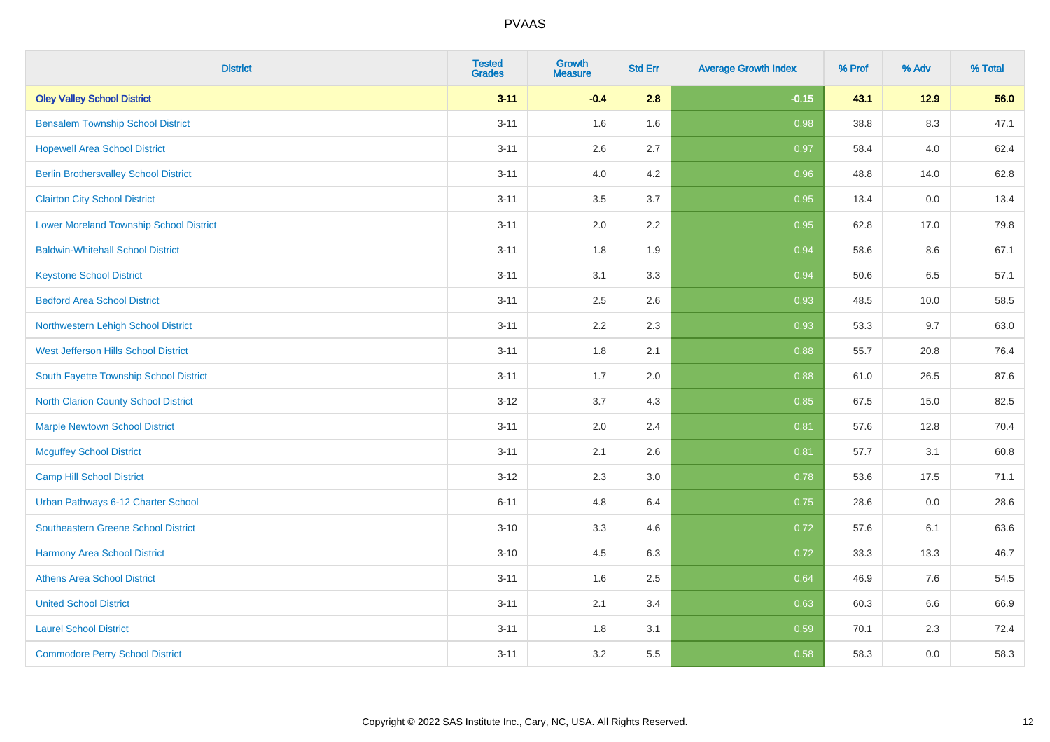# PVAAS

| District | Tested Grades | Growth Measure | Std Err | Average Growth Index | % Prof | % Adv | % Total |
|---|---|---|---|---|---|---|---|
| **Oley Valley School District** | **3-11** | **-0.4** | **2.8** | **-0.15** | **43.1** | **12.9** | **56.0** |
| Bensalem Township School District | 3-11 | 1.6 | 1.6 | 0.98 | 38.8 | 8.3 | 47.1 |
| Hopewell Area School District | 3-11 | 2.6 | 2.7 | 0.97 | 58.4 | 4.0 | 62.4 |
| Berlin Brothersvalley School District | 3-11 | 4.0 | 4.2 | 0.96 | 48.8 | 14.0 | 62.8 |
| Clairton City School District | 3-11 | 3.5 | 3.7 | 0.95 | 13.4 | 0.0 | 13.4 |
| Lower Moreland Township School District | 3-11 | 2.0 | 2.2 | 0.95 | 62.8 | 17.0 | 79.8 |
| Baldwin-Whitehall School District | 3-11 | 1.8 | 1.9 | 0.94 | 58.6 | 8.6 | 67.1 |
| Keystone School District | 3-11 | 3.1 | 3.3 | 0.94 | 50.6 | 6.5 | 57.1 |
| Bedford Area School District | 3-11 | 2.5 | 2.6 | 0.93 | 48.5 | 10.0 | 58.5 |
| Northwestern Lehigh School District | 3-11 | 2.2 | 2.3 | 0.93 | 53.3 | 9.7 | 63.0 |
| West Jefferson Hills School District | 3-11 | 1.8 | 2.1 | 0.88 | 55.7 | 20.8 | 76.4 |
| South Fayette Township School District | 3-11 | 1.7 | 2.0 | 0.88 | 61.0 | 26.5 | 87.6 |
| North Clarion County School District | 3-12 | 3.7 | 4.3 | 0.85 | 67.5 | 15.0 | 82.5 |
| Marple Newtown School District | 3-11 | 2.0 | 2.4 | 0.81 | 57.6 | 12.8 | 70.4 |
| Mcguffey School District | 3-11 | 2.1 | 2.6 | 0.81 | 57.7 | 3.1 | 60.8 |
| Camp Hill School District | 3-12 | 2.3 | 3.0 | 0.78 | 53.6 | 17.5 | 71.1 |
| Urban Pathways 6-12 Charter School | 6-11 | 4.8 | 6.4 | 0.75 | 28.6 | 0.0 | 28.6 |
| Southeastern Greene School District | 3-10 | 3.3 | 4.6 | 0.72 | 57.6 | 6.1 | 63.6 |
| Harmony Area School District | 3-10 | 4.5 | 6.3 | 0.72 | 33.3 | 13.3 | 46.7 |
| Athens Area School District | 3-11 | 1.6 | 2.5 | 0.64 | 46.9 | 7.6 | 54.5 |
| United School District | 3-11 | 2.1 | 3.4 | 0.63 | 60.3 | 6.6 | 66.9 |
| Laurel School District | 3-11 | 1.8 | 3.1 | 0.59 | 70.1 | 2.3 | 72.4 |
| Commodore Perry School District | 3-11 | 3.2 | 5.5 | 0.58 | 58.3 | 0.0 | 58.3 |

Copyright © 2022 SAS Institute Inc., Cary, NC, USA. All Rights Reserved.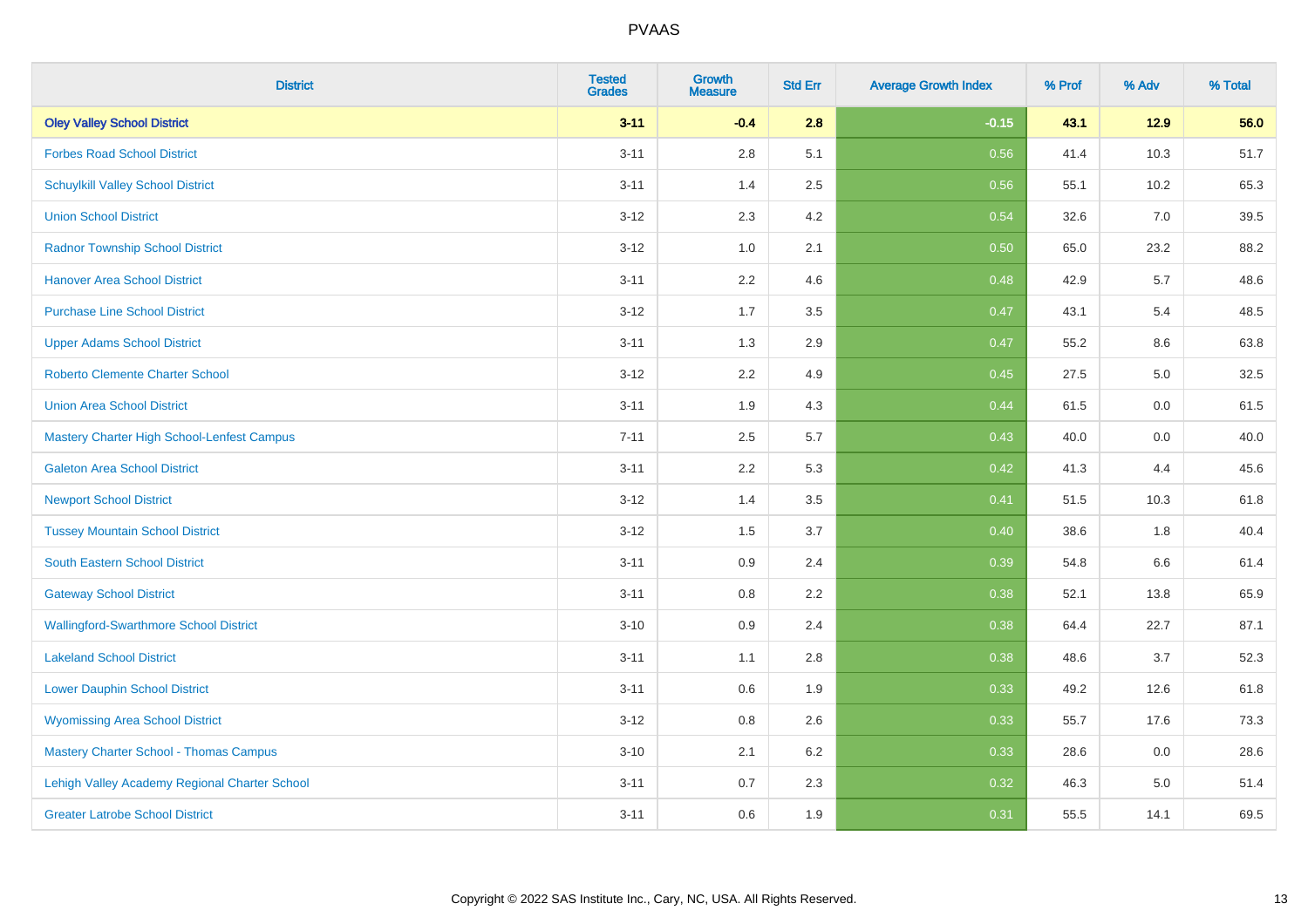| District | Tested Grades | Growth Measure | Std Err | Average Growth Index | % Prof | % Adv | % Total |
|---|---|---|---|---|---|---|---|
| **Oley Valley School District** | **3-11** | **-0.4** | **2.8** | **-0.15** | **43.1** | **12.9** | **56.0** |
| Forbes Road School District | 3-11 | 2.8 | 5.1 | 0.56 | 41.4 | 10.3 | 51.7 |
| Schuylkill Valley School District | 3-11 | 1.4 | 2.5 | 0.56 | 55.1 | 10.2 | 65.3 |
| Union School District | 3-12 | 2.3 | 4.2 | 0.54 | 32.6 | 7.0 | 39.5 |
| Radnor Township School District | 3-12 | 1.0 | 2.1 | 0.50 | 65.0 | 23.2 | 88.2 |
| Hanover Area School District | 3-11 | 2.2 | 4.6 | 0.48 | 42.9 | 5.7 | 48.6 |
| Purchase Line School District | 3-12 | 1.7 | 3.5 | 0.47 | 43.1 | 5.4 | 48.5 |
| Upper Adams School District | 3-11 | 1.3 | 2.9 | 0.47 | 55.2 | 8.6 | 63.8 |
| Roberto Clemente Charter School | 3-12 | 2.2 | 4.9 | 0.45 | 27.5 | 5.0 | 32.5 |
| Union Area School District | 3-11 | 1.9 | 4.3 | 0.44 | 61.5 | 0.0 | 61.5 |
| Mastery Charter High School-Lenfest Campus | 7-11 | 2.5 | 5.7 | 0.43 | 40.0 | 0.0 | 40.0 |
| Galeton Area School District | 3-11 | 2.2 | 5.3 | 0.42 | 41.3 | 4.4 | 45.6 |
| Newport School District | 3-12 | 1.4 | 3.5 | 0.41 | 51.5 | 10.3 | 61.8 |
| Tussey Mountain School District | 3-12 | 1.5 | 3.7 | 0.40 | 38.6 | 1.8 | 40.4 |
| South Eastern School District | 3-11 | 0.9 | 2.4 | 0.39 | 54.8 | 6.6 | 61.4 |
| Gateway School District | 3-11 | 0.8 | 2.2 | 0.38 | 52.1 | 13.8 | 65.9 |
| Wallingford-Swarthmore School District | 3-10 | 0.9 | 2.4 | 0.38 | 64.4 | 22.7 | 87.1 |
| Lakeland School District | 3-11 | 1.1 | 2.8 | 0.38 | 48.6 | 3.7 | 52.3 |
| Lower Dauphin School District | 3-11 | 0.6 | 1.9 | 0.33 | 49.2 | 12.6 | 61.8 |
| Wyomissing Area School District | 3-12 | 0.8 | 2.6 | 0.33 | 55.7 | 17.6 | 73.3 |
| Mastery Charter School - Thomas Campus | 3-10 | 2.1 | 6.2 | 0.33 | 28.6 | 0.0 | 28.6 |
| Lehigh Valley Academy Regional Charter School | 3-11 | 0.7 | 2.3 | 0.32 | 46.3 | 5.0 | 51.4 |
| Greater Latrobe School District | 3-11 | 0.6 | 1.9 | 0.31 | 55.5 | 14.1 | 69.5 |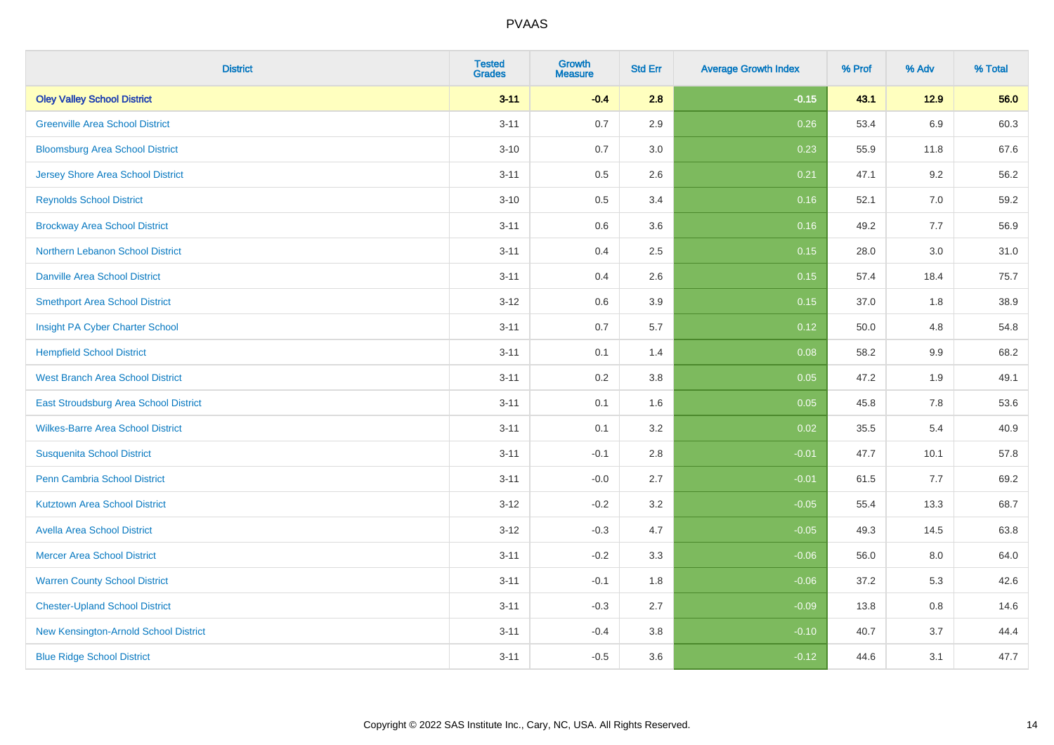# PVAAS

| District | Tested Grades | Growth Measure | Std Err | Average Growth Index | % Prof | % Adv | % Total |
|---|---|---|---|---|---|---|---|
| **Oley Valley School District** | **3-11** | **-0.4** | **2.8** | **-0.15** | **43.1** | **12.9** | **56.0** |
| Greenville Area School District | 3-11 | 0.7 | 2.9 | 0.26 | 53.4 | 6.9 | 60.3 |
| Bloomsburg Area School District | 3-10 | 0.7 | 3.0 | 0.23 | 55.9 | 11.8 | 67.6 |
| Jersey Shore Area School District | 3-11 | 0.5 | 2.6 | 0.21 | 47.1 | 9.2 | 56.2 |
| Reynolds School District | 3-10 | 0.5 | 3.4 | 0.16 | 52.1 | 7.0 | 59.2 |
| Brockway Area School District | 3-11 | 0.6 | 3.6 | 0.16 | 49.2 | 7.7 | 56.9 |
| Northern Lebanon School District | 3-11 | 0.4 | 2.5 | 0.15 | 28.0 | 3.0 | 31.0 |
| Danville Area School District | 3-11 | 0.4 | 2.6 | 0.15 | 57.4 | 18.4 | 75.7 |
| Smethport Area School District | 3-12 | 0.6 | 3.9 | 0.15 | 37.0 | 1.8 | 38.9 |
| Insight PA Cyber Charter School | 3-11 | 0.7 | 5.7 | 0.12 | 50.0 | 4.8 | 54.8 |
| Hempfield School District | 3-11 | 0.1 | 1.4 | 0.08 | 58.2 | 9.9 | 68.2 |
| West Branch Area School District | 3-11 | 0.2 | 3.8 | 0.05 | 47.2 | 1.9 | 49.1 |
| East Stroudsburg Area School District | 3-11 | 0.1 | 1.6 | 0.05 | 45.8 | 7.8 | 53.6 |
| Wilkes-Barre Area School District | 3-11 | 0.1 | 3.2 | 0.02 | 35.5 | 5.4 | 40.9 |
| Susquenita School District | 3-11 | -0.1 | 2.8 | -0.01 | 47.7 | 10.1 | 57.8 |
| Penn Cambria School District | 3-11 | -0.0 | 2.7 | -0.01 | 61.5 | 7.7 | 69.2 |
| Kutztown Area School District | 3-12 | -0.2 | 3.2 | -0.05 | 55.4 | 13.3 | 68.7 |
| Avella Area School District | 3-12 | -0.3 | 4.7 | -0.05 | 49.3 | 14.5 | 63.8 |
| Mercer Area School District | 3-11 | -0.2 | 3.3 | -0.06 | 56.0 | 8.0 | 64.0 |
| Warren County School District | 3-11 | -0.1 | 1.8 | -0.06 | 37.2 | 5.3 | 42.6 |
| Chester-Upland School District | 3-11 | -0.3 | 2.7 | -0.09 | 13.8 | 0.8 | 14.6 |
| New Kensington-Arnold School District | 3-11 | -0.4 | 3.8 | -0.10 | 40.7 | 3.7 | 44.4 |
| Blue Ridge School District | 3-11 | -0.5 | 3.6 | -0.12 | 44.6 | 3.1 | 47.7 |

Copyright © 2022 SAS Institute Inc., Cary, NC, USA. All Rights Reserved.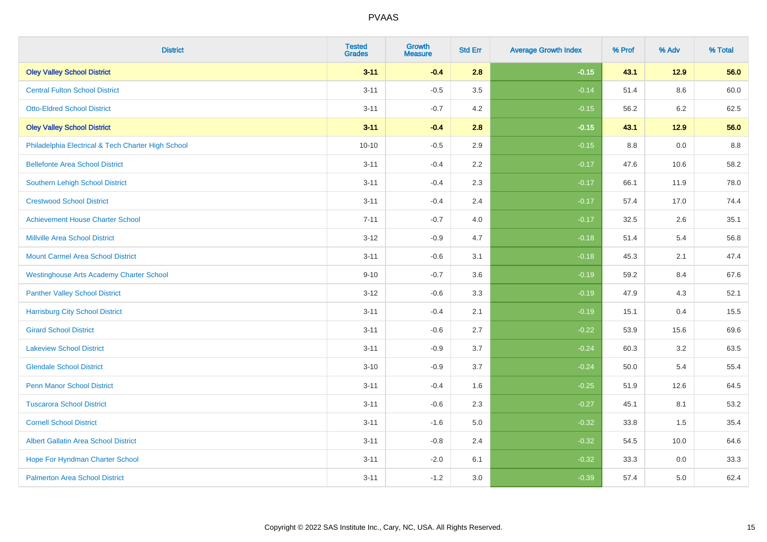| District | Tested Grades | Growth Measure | Std Err | Average Growth Index | % Prof | % Adv | % Total |
|---|---|---|---|---|---|---|---|
| **Oley Valley School District** | **3-11** | **-0.4** | **2.8** | **-0.15** | **43.1** | **12.9** | **56.0** |
| Central Fulton School District | 3-11 | -0.5 | 3.5 | -0.14 | 51.4 | 8.6 | 60.0 |
| Otto-Eldred School District | 3-11 | -0.7 | 4.2 | -0.15 | 56.2 | 6.2 | 62.5 |
| **Oley Valley School District** | **3-11** | **-0.4** | **2.8** | **-0.15** | **43.1** | **12.9** | **56.0** |
| Philadelphia Electrical & Tech Charter High School | 10-10 | -0.5 | 2.9 | -0.15 | 8.8 | 0.0 | 8.8 |
| Bellefonte Area School District | 3-11 | -0.4 | 2.2 | -0.17 | 47.6 | 10.6 | 58.2 |
| Southern Lehigh School District | 3-11 | -0.4 | 2.3 | -0.17 | 66.1 | 11.9 | 78.0 |
| Crestwood School District | 3-11 | -0.4 | 2.4 | -0.17 | 57.4 | 17.0 | 74.4 |
| Achievement House Charter School | 7-11 | -0.7 | 4.0 | -0.17 | 32.5 | 2.6 | 35.1 |
| Millville Area School District | 3-12 | -0.9 | 4.7 | -0.18 | 51.4 | 5.4 | 56.8 |
| Mount Carmel Area School District | 3-11 | -0.6 | 3.1 | -0.18 | 45.3 | 2.1 | 47.4 |
| Westinghouse Arts Academy Charter School | 9-10 | -0.7 | 3.6 | -0.19 | 59.2 | 8.4 | 67.6 |
| Panther Valley School District | 3-12 | -0.6 | 3.3 | -0.19 | 47.9 | 4.3 | 52.1 |
| Harrisburg City School District | 3-11 | -0.4 | 2.1 | -0.19 | 15.1 | 0.4 | 15.5 |
| Girard School District | 3-11 | -0.6 | 2.7 | -0.22 | 53.9 | 15.6 | 69.6 |
| Lakeview School District | 3-11 | -0.9 | 3.7 | -0.24 | 60.3 | 3.2 | 63.5 |
| Glendale School District | 3-10 | -0.9 | 3.7 | -0.24 | 50.0 | 5.4 | 55.4 |
| Penn Manor School District | 3-11 | -0.4 | 1.6 | -0.25 | 51.9 | 12.6 | 64.5 |
| Tuscarora School District | 3-11 | -0.6 | 2.3 | -0.27 | 45.1 | 8.1 | 53.2 |
| Cornell School District | 3-11 | -1.6 | 5.0 | -0.32 | 33.8 | 1.5 | 35.4 |
| Albert Gallatin Area School District | 3-11 | -0.8 | 2.4 | -0.32 | 54.5 | 10.0 | 64.6 |
| Hope For Hyndman Charter School | 3-11 | -2.0 | 6.1 | -0.32 | 33.3 | 0.0 | 33.3 |
| Palmerton Area School District | 3-11 | -1.2 | 3.0 | -0.39 | 57.4 | 5.0 | 62.4 |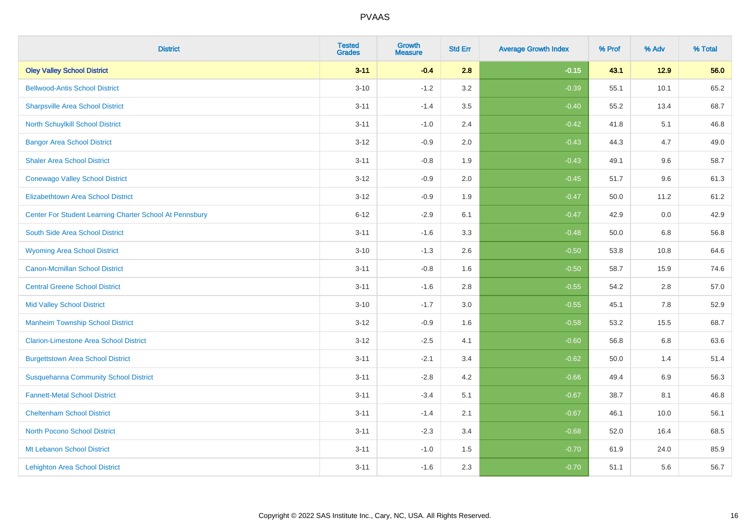| District | Tested Grades | Growth Measure | Std Err | Average Growth Index | % Prof | % Adv | % Total |
|---|---|---|---|---|---|---|---|
| **Oley Valley School District** | **3-11** | **-0.4** | **2.8** | **-0.15** | **43.1** | **12.9** | **56.0** |
| Bellwood-Antis School District | 3-10 | -1.2 | 3.2 | -0.39 | 55.1 | 10.1 | 65.2 |
| Sharpsville Area School District | 3-11 | -1.4 | 3.5 | -0.40 | 55.2 | 13.4 | 68.7 |
| North Schuylkill School District | 3-11 | -1.0 | 2.4 | -0.42 | 41.8 | 5.1 | 46.8 |
| Bangor Area School District | 3-12 | -0.9 | 2.0 | -0.43 | 44.3 | 4.7 | 49.0 |
| Shaler Area School District | 3-11 | -0.8 | 1.9 | -0.43 | 49.1 | 9.6 | 58.7 |
| Conewago Valley School District | 3-12 | -0.9 | 2.0 | -0.45 | 51.7 | 9.6 | 61.3 |
| Elizabethtown Area School District | 3-12 | -0.9 | 1.9 | -0.47 | 50.0 | 11.2 | 61.2 |
| Center For Student Learning Charter School At Pennsbury | 6-12 | -2.9 | 6.1 | -0.47 | 42.9 | 0.0 | 42.9 |
| South Side Area School District | 3-11 | -1.6 | 3.3 | -0.48 | 50.0 | 6.8 | 56.8 |
| Wyoming Area School District | 3-10 | -1.3 | 2.6 | -0.50 | 53.8 | 10.8 | 64.6 |
| Canon-Mcmillan School District | 3-11 | -0.8 | 1.6 | -0.50 | 58.7 | 15.9 | 74.6 |
| Central Greene School District | 3-11 | -1.6 | 2.8 | -0.55 | 54.2 | 2.8 | 57.0 |
| Mid Valley School District | 3-10 | -1.7 | 3.0 | -0.55 | 45.1 | 7.8 | 52.9 |
| Manheim Township School District | 3-12 | -0.9 | 1.6 | -0.58 | 53.2 | 15.5 | 68.7 |
| Clarion-Limestone Area School District | 3-12 | -2.5 | 4.1 | -0.60 | 56.8 | 6.8 | 63.6 |
| Burgettstown Area School District | 3-11 | -2.1 | 3.4 | -0.62 | 50.0 | 1.4 | 51.4 |
| Susquehanna Community School District | 3-11 | -2.8 | 4.2 | -0.66 | 49.4 | 6.9 | 56.3 |
| Fannett-Metal School District | 3-11 | -3.4 | 5.1 | -0.67 | 38.7 | 8.1 | 46.8 |
| Cheltenham School District | 3-11 | -1.4 | 2.1 | -0.67 | 46.1 | 10.0 | 56.1 |
| North Pocono School District | 3-11 | -2.3 | 3.4 | -0.68 | 52.0 | 16.4 | 68.5 |
| Mt Lebanon School District | 3-11 | -1.0 | 1.5 | -0.70 | 61.9 | 24.0 | 85.9 |
| Lehighton Area School District | 3-11 | -1.6 | 2.3 | -0.70 | 51.1 | 5.6 | 56.7 |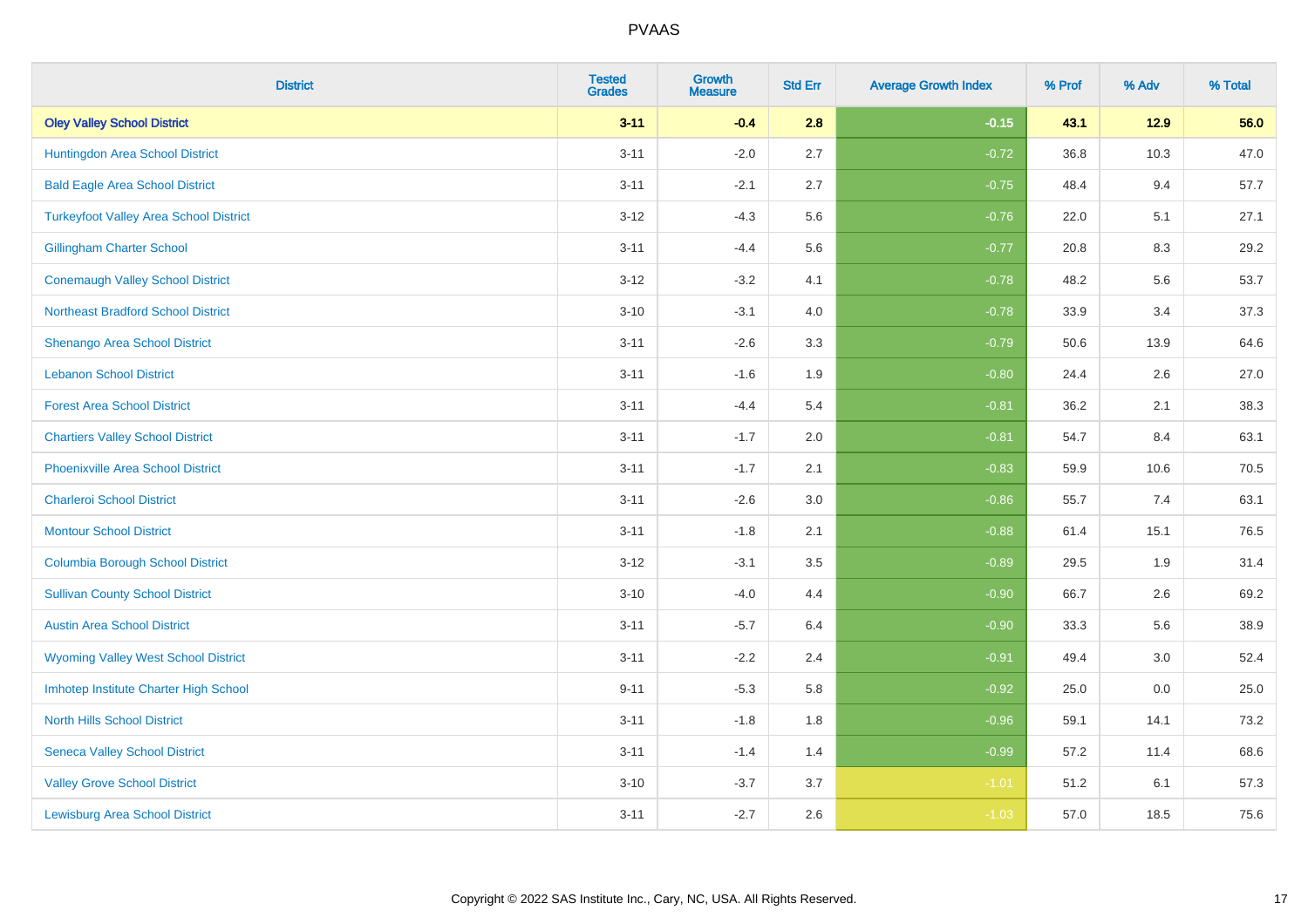# PVAAS

| District | Tested Grades | Growth Measure | Std Err | Average Growth Index | % Prof | % Adv | % Total |
|---|---|---|---|---|---|---|---|
| **Oley Valley School District** | **3-11** | **-0.4** | **2.8** | **-0.15** | **43.1** | **12.9** | **56.0** |
| Huntingdon Area School District | 3-11 | -2.0 | 2.7 | -0.72 | 36.8 | 10.3 | 47.0 |
| Bald Eagle Area School District | 3-11 | -2.1 | 2.7 | -0.75 | 48.4 | 9.4 | 57.7 |
| Turkeyfoot Valley Area School District | 3-12 | -4.3 | 5.6 | -0.76 | 22.0 | 5.1 | 27.1 |
| Gillingham Charter School | 3-11 | -4.4 | 5.6 | -0.77 | 20.8 | 8.3 | 29.2 |
| Conemaugh Valley School District | 3-12 | -3.2 | 4.1 | -0.78 | 48.2 | 5.6 | 53.7 |
| Northeast Bradford School District | 3-10 | -3.1 | 4.0 | -0.78 | 33.9 | 3.4 | 37.3 |
| Shenango Area School District | 3-11 | -2.6 | 3.3 | -0.79 | 50.6 | 13.9 | 64.6 |
| Lebanon School District | 3-11 | -1.6 | 1.9 | -0.80 | 24.4 | 2.6 | 27.0 |
| Forest Area School District | 3-11 | -4.4 | 5.4 | -0.81 | 36.2 | 2.1 | 38.3 |
| Chartiers Valley School District | 3-11 | -1.7 | 2.0 | -0.81 | 54.7 | 8.4 | 63.1 |
| Phoenixville Area School District | 3-11 | -1.7 | 2.1 | -0.83 | 59.9 | 10.6 | 70.5 |
| Charleroi School District | 3-11 | -2.6 | 3.0 | -0.86 | 55.7 | 7.4 | 63.1 |
| Montour School District | 3-11 | -1.8 | 2.1 | -0.88 | 61.4 | 15.1 | 76.5 |
| Columbia Borough School District | 3-12 | -3.1 | 3.5 | -0.89 | 29.5 | 1.9 | 31.4 |
| Sullivan County School District | 3-10 | -4.0 | 4.4 | -0.90 | 66.7 | 2.6 | 69.2 |
| Austin Area School District | 3-11 | -5.7 | 6.4 | -0.90 | 33.3 | 5.6 | 38.9 |
| Wyoming Valley West School District | 3-11 | -2.2 | 2.4 | -0.91 | 49.4 | 3.0 | 52.4 |
| Imhotep Institute Charter High School | 9-11 | -5.3 | 5.8 | -0.92 | 25.0 | 0.0 | 25.0 |
| North Hills School District | 3-11 | -1.8 | 1.8 | -0.96 | 59.1 | 14.1 | 73.2 |
| Seneca Valley School District | 3-11 | -1.4 | 1.4 | -0.99 | 57.2 | 11.4 | 68.6 |
| Valley Grove School District | 3-10 | -3.7 | 3.7 | -1.01 | 51.2 | 6.1 | 57.3 |
| Lewisburg Area School District | 3-11 | -2.7 | 2.6 | -1.03 | 57.0 | 18.5 | 75.6 |

Copyright © 2022 SAS Institute Inc., Cary, NC, USA. All Rights Reserved.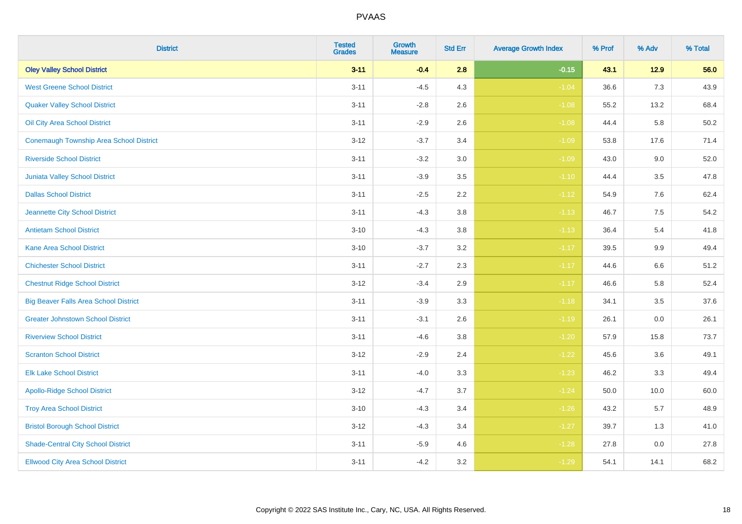# PVAAS

| District | Tested Grades | Growth Measure | Std Err | Average Growth Index | % Prof | % Adv | % Total |
|---|---|---|---|---|---|---|---|
| **Oley Valley School District** | **3-11** | **-0.4** | **2.8** | **-0.15** | **43.1** | **12.9** | **56.0** |
| West Greene School District | 3-11 | -4.5 | 4.3 | -1.04 | 36.6 | 7.3 | 43.9 |
| Quaker Valley School District | 3-11 | -2.8 | 2.6 | -1.08 | 55.2 | 13.2 | 68.4 |
| Oil City Area School District | 3-11 | -2.9 | 2.6 | -1.08 | 44.4 | 5.8 | 50.2 |
| Conemaugh Township Area School District | 3-12 | -3.7 | 3.4 | -1.09 | 53.8 | 17.6 | 71.4 |
| Riverside School District | 3-11 | -3.2 | 3.0 | -1.09 | 43.0 | 9.0 | 52.0 |
| Juniata Valley School District | 3-11 | -3.9 | 3.5 | -1.10 | 44.4 | 3.5 | 47.8 |
| Dallas School District | 3-11 | -2.5 | 2.2 | -1.12 | 54.9 | 7.6 | 62.4 |
| Jeannette City School District | 3-11 | -4.3 | 3.8 | -1.13 | 46.7 | 7.5 | 54.2 |
| Antietam School District | 3-10 | -4.3 | 3.8 | -1.13 | 36.4 | 5.4 | 41.8 |
| Kane Area School District | 3-10 | -3.7 | 3.2 | -1.17 | 39.5 | 9.9 | 49.4 |
| Chichester School District | 3-11 | -2.7 | 2.3 | -1.17 | 44.6 | 6.6 | 51.2 |
| Chestnut Ridge School District | 3-12 | -3.4 | 2.9 | -1.17 | 46.6 | 5.8 | 52.4 |
| Big Beaver Falls Area School District | 3-11 | -3.9 | 3.3 | -1.18 | 34.1 | 3.5 | 37.6 |
| Greater Johnstown School District | 3-11 | -3.1 | 2.6 | -1.19 | 26.1 | 0.0 | 26.1 |
| Riverview School District | 3-11 | -4.6 | 3.8 | -1.20 | 57.9 | 15.8 | 73.7 |
| Scranton School District | 3-12 | -2.9 | 2.4 | -1.22 | 45.6 | 3.6 | 49.1 |
| Elk Lake School District | 3-11 | -4.0 | 3.3 | -1.23 | 46.2 | 3.3 | 49.4 |
| Apollo-Ridge School District | 3-12 | -4.7 | 3.7 | -1.24 | 50.0 | 10.0 | 60.0 |
| Troy Area School District | 3-10 | -4.3 | 3.4 | -1.26 | 43.2 | 5.7 | 48.9 |
| Bristol Borough School District | 3-12 | -4.3 | 3.4 | -1.27 | 39.7 | 1.3 | 41.0 |
| Shade-Central City School District | 3-11 | -5.9 | 4.6 | -1.28 | 27.8 | 0.0 | 27.8 |
| Ellwood City Area School District | 3-11 | -4.2 | 3.2 | -1.29 | 54.1 | 14.1 | 68.2 |

Copyright © 2022 SAS Institute Inc., Cary, NC, USA. All Rights Reserved.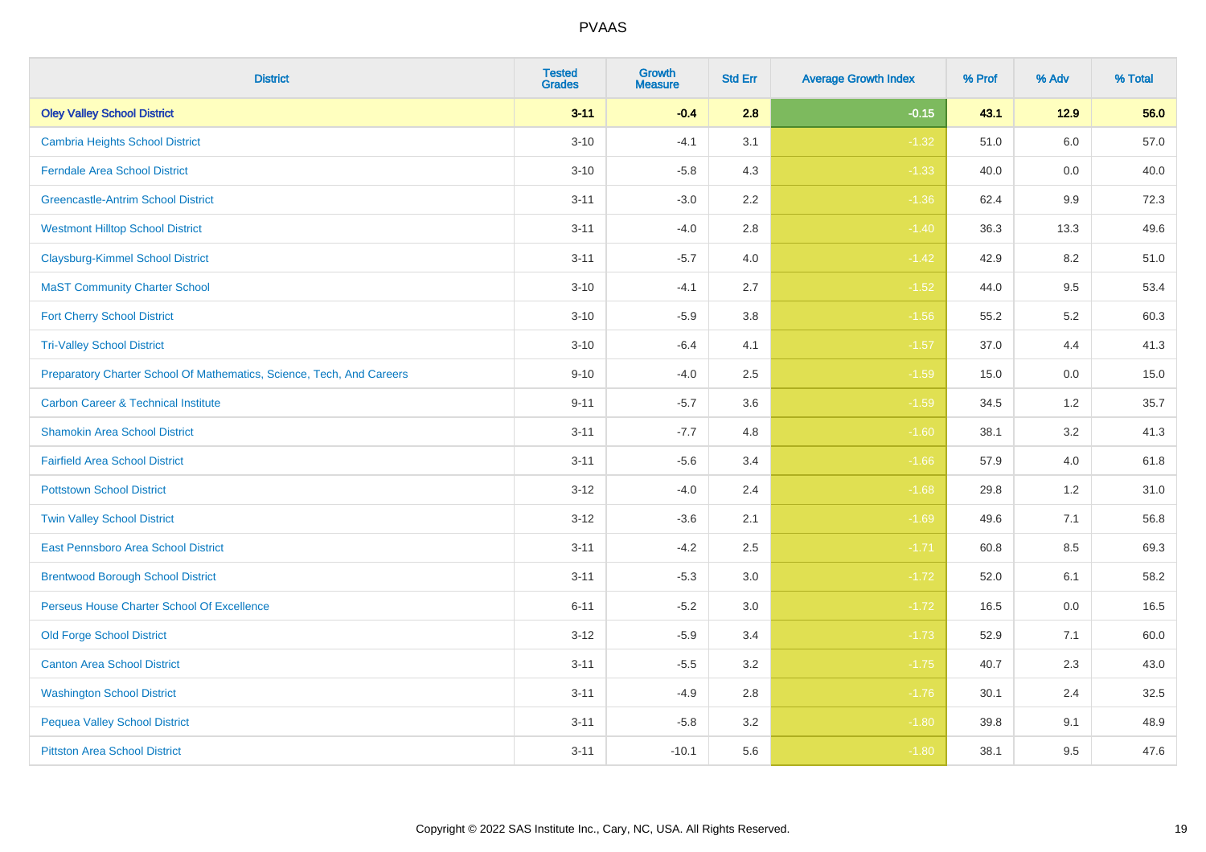# PVAAS

| District | Tested Grades | Growth Measure | Std Err | Average Growth Index | % Prof | % Adv | % Total |
|---|---|---|---|---|---|---|---|
| **Oley Valley School District** | **3-11** | **-0.4** | **2.8** | **-0.15** | **43.1** | **12.9** | **56.0** |
| Cambria Heights School District | 3-10 | -4.1 | 3.1 | -1.32 | 51.0 | 6.0 | 57.0 |
| Ferndale Area School District | 3-10 | -5.8 | 4.3 | -1.33 | 40.0 | 0.0 | 40.0 |
| Greencastle-Antrim School District | 3-11 | -3.0 | 2.2 | -1.36 | 62.4 | 9.9 | 72.3 |
| Westmont Hilltop School District | 3-11 | -4.0 | 2.8 | -1.40 | 36.3 | 13.3 | 49.6 |
| Claysburg-Kimmel School District | 3-11 | -5.7 | 4.0 | -1.42 | 42.9 | 8.2 | 51.0 |
| MaST Community Charter School | 3-10 | -4.1 | 2.7 | -1.52 | 44.0 | 9.5 | 53.4 |
| Fort Cherry School District | 3-10 | -5.9 | 3.8 | -1.56 | 55.2 | 5.2 | 60.3 |
| Tri-Valley School District | 3-10 | -6.4 | 4.1 | -1.57 | 37.0 | 4.4 | 41.3 |
| Preparatory Charter School Of Mathematics, Science, Tech, And Careers | 9-10 | -4.0 | 2.5 | -1.59 | 15.0 | 0.0 | 15.0 |
| Carbon Career & Technical Institute | 9-11 | -5.7 | 3.6 | -1.59 | 34.5 | 1.2 | 35.7 |
| Shamokin Area School District | 3-11 | -7.7 | 4.8 | -1.60 | 38.1 | 3.2 | 41.3 |
| Fairfield Area School District | 3-11 | -5.6 | 3.4 | -1.66 | 57.9 | 4.0 | 61.8 |
| Pottstown School District | 3-12 | -4.0 | 2.4 | -1.68 | 29.8 | 1.2 | 31.0 |
| Twin Valley School District | 3-12 | -3.6 | 2.1 | -1.69 | 49.6 | 7.1 | 56.8 |
| East Pennsboro Area School District | 3-11 | -4.2 | 2.5 | -1.71 | 60.8 | 8.5 | 69.3 |
| Brentwood Borough School District | 3-11 | -5.3 | 3.0 | -1.72 | 52.0 | 6.1 | 58.2 |
| Perseus House Charter School Of Excellence | 6-11 | -5.2 | 3.0 | -1.72 | 16.5 | 0.0 | 16.5 |
| Old Forge School District | 3-12 | -5.9 | 3.4 | -1.73 | 52.9 | 7.1 | 60.0 |
| Canton Area School District | 3-11 | -5.5 | 3.2 | -1.75 | 40.7 | 2.3 | 43.0 |
| Washington School District | 3-11 | -4.9 | 2.8 | -1.76 | 30.1 | 2.4 | 32.5 |
| Pequea Valley School District | 3-11 | -5.8 | 3.2 | -1.80 | 39.8 | 9.1 | 48.9 |
| Pittston Area School District | 3-11 | -10.1 | 5.6 | -1.80 | 38.1 | 9.5 | 47.6 |

Copyright © 2022 SAS Institute Inc., Cary, NC, USA. All Rights Reserved.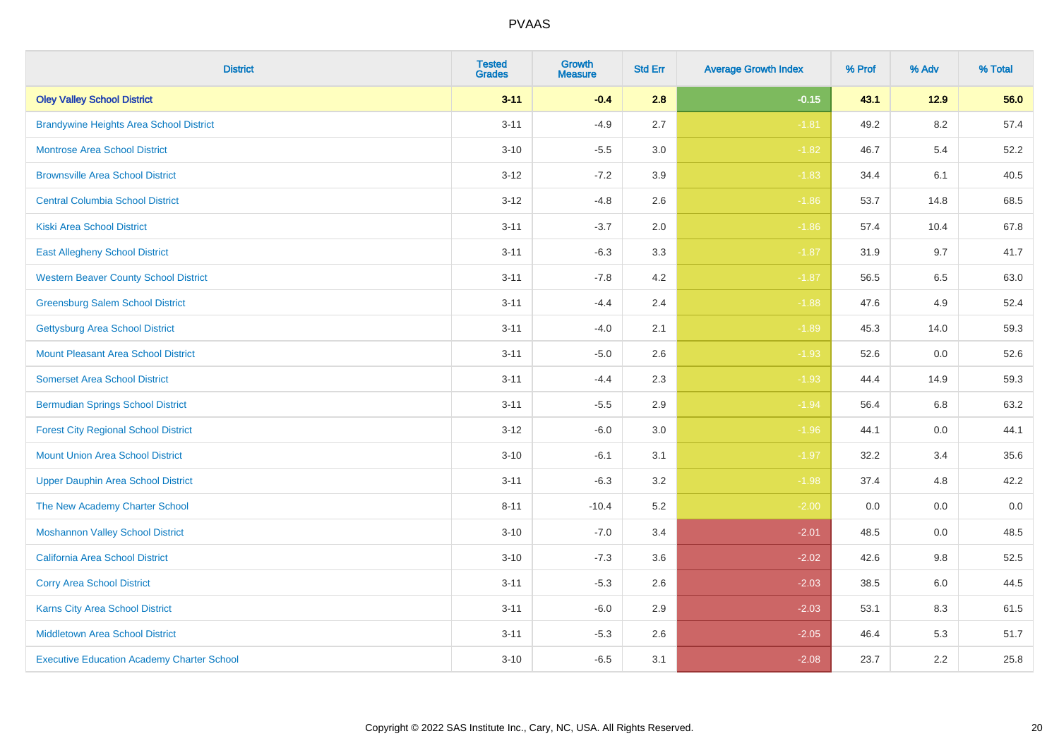# PVAAS

| District | Tested Grades | Growth Measure | Std Err | Average Growth Index | % Prof | % Adv | % Total |
|---|---|---|---|---|---|---|---|
| **Oley Valley School District** | **3-11** | **-0.4** | **2.8** | **-0.15** | **43.1** | **12.9** | **56.0** |
| Brandywine Heights Area School District | 3-11 | -4.9 | 2.7 | -1.81 | 49.2 | 8.2 | 57.4 |
| Montrose Area School District | 3-10 | -5.5 | 3.0 | -1.82 | 46.7 | 5.4 | 52.2 |
| Brownsville Area School District | 3-12 | -7.2 | 3.9 | -1.83 | 34.4 | 6.1 | 40.5 |
| Central Columbia School District | 3-12 | -4.8 | 2.6 | -1.86 | 53.7 | 14.8 | 68.5 |
| Kiski Area School District | 3-11 | -3.7 | 2.0 | -1.86 | 57.4 | 10.4 | 67.8 |
| East Allegheny School District | 3-11 | -6.3 | 3.3 | -1.87 | 31.9 | 9.7 | 41.7 |
| Western Beaver County School District | 3-11 | -7.8 | 4.2 | -1.87 | 56.5 | 6.5 | 63.0 |
| Greensburg Salem School District | 3-11 | -4.4 | 2.4 | -1.88 | 47.6 | 4.9 | 52.4 |
| Gettysburg Area School District | 3-11 | -4.0 | 2.1 | -1.89 | 45.3 | 14.0 | 59.3 |
| Mount Pleasant Area School District | 3-11 | -5.0 | 2.6 | -1.93 | 52.6 | 0.0 | 52.6 |
| Somerset Area School District | 3-11 | -4.4 | 2.3 | -1.93 | 44.4 | 14.9 | 59.3 |
| Bermudian Springs School District | 3-11 | -5.5 | 2.9 | -1.94 | 56.4 | 6.8 | 63.2 |
| Forest City Regional School District | 3-12 | -6.0 | 3.0 | -1.96 | 44.1 | 0.0 | 44.1 |
| Mount Union Area School District | 3-10 | -6.1 | 3.1 | -1.97 | 32.2 | 3.4 | 35.6 |
| Upper Dauphin Area School District | 3-11 | -6.3 | 3.2 | -1.98 | 37.4 | 4.8 | 42.2 |
| The New Academy Charter School | 8-11 | -10.4 | 5.2 | -2.00 | 0.0 | 0.0 | 0.0 |
| Moshannon Valley School District | 3-10 | -7.0 | 3.4 | -2.01 | 48.5 | 0.0 | 48.5 |
| California Area School District | 3-10 | -7.3 | 3.6 | -2.02 | 42.6 | 9.8 | 52.5 |
| Corry Area School District | 3-11 | -5.3 | 2.6 | -2.03 | 38.5 | 6.0 | 44.5 |
| Karns City Area School District | 3-11 | -6.0 | 2.9 | -2.03 | 53.1 | 8.3 | 61.5 |
| Middletown Area School District | 3-11 | -5.3 | 2.6 | -2.05 | 46.4 | 5.3 | 51.7 |
| Executive Education Academy Charter School | 3-10 | -6.5 | 3.1 | -2.08 | 23.7 | 2.2 | 25.8 |

Copyright © 2022 SAS Institute Inc., Cary, NC, USA. All Rights Reserved.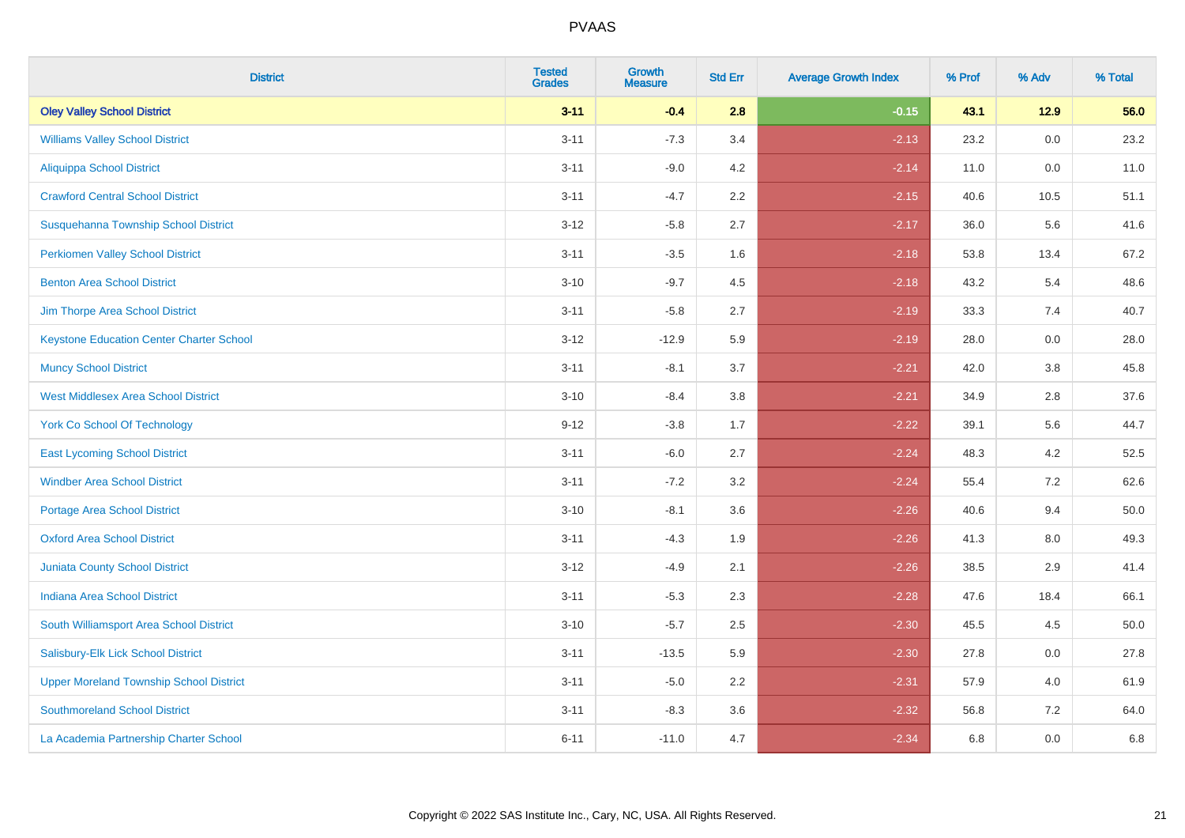| District | Tested Grades | Growth Measure | Std Err | Average Growth Index | % Prof | % Adv | % Total |
|---|---|---|---|---|---|---|---|
| **Oley Valley School District** | **3-11** | **-0.4** | **2.8** | **-0.15** | **43.1** | **12.9** | **56.0** |
| Williams Valley School District | 3-11 | -7.3 | 3.4 | -2.13 | 23.2 | 0.0 | 23.2 |
| Aliquippa School District | 3-11 | -9.0 | 4.2 | -2.14 | 11.0 | 0.0 | 11.0 |
| Crawford Central School District | 3-11 | -4.7 | 2.2 | -2.15 | 40.6 | 10.5 | 51.1 |
| Susquehanna Township School District | 3-12 | -5.8 | 2.7 | -2.17 | 36.0 | 5.6 | 41.6 |
| Perkiomen Valley School District | 3-11 | -3.5 | 1.6 | -2.18 | 53.8 | 13.4 | 67.2 |
| Benton Area School District | 3-10 | -9.7 | 4.5 | -2.18 | 43.2 | 5.4 | 48.6 |
| Jim Thorpe Area School District | 3-11 | -5.8 | 2.7 | -2.19 | 33.3 | 7.4 | 40.7 |
| Keystone Education Center Charter School | 3-12 | -12.9 | 5.9 | -2.19 | 28.0 | 0.0 | 28.0 |
| Muncy School District | 3-11 | -8.1 | 3.7 | -2.21 | 42.0 | 3.8 | 45.8 |
| West Middlesex Area School District | 3-10 | -8.4 | 3.8 | -2.21 | 34.9 | 2.8 | 37.6 |
| York Co School Of Technology | 9-12 | -3.8 | 1.7 | -2.22 | 39.1 | 5.6 | 44.7 |
| East Lycoming School District | 3-11 | -6.0 | 2.7 | -2.24 | 48.3 | 4.2 | 52.5 |
| Windber Area School District | 3-11 | -7.2 | 3.2 | -2.24 | 55.4 | 7.2 | 62.6 |
| Portage Area School District | 3-10 | -8.1 | 3.6 | -2.26 | 40.6 | 9.4 | 50.0 |
| Oxford Area School District | 3-11 | -4.3 | 1.9 | -2.26 | 41.3 | 8.0 | 49.3 |
| Juniata County School District | 3-12 | -4.9 | 2.1 | -2.26 | 38.5 | 2.9 | 41.4 |
| Indiana Area School District | 3-11 | -5.3 | 2.3 | -2.28 | 47.6 | 18.4 | 66.1 |
| South Williamsport Area School District | 3-10 | -5.7 | 2.5 | -2.30 | 45.5 | 4.5 | 50.0 |
| Salisbury-Elk Lick School District | 3-11 | -13.5 | 5.9 | -2.30 | 27.8 | 0.0 | 27.8 |
| Upper Moreland Township School District | 3-11 | -5.0 | 2.2 | -2.31 | 57.9 | 4.0 | 61.9 |
| Southmoreland School District | 3-11 | -8.3 | 3.6 | -2.32 | 56.8 | 7.2 | 64.0 |
| La Academia Partnership Charter School | 6-11 | -11.0 | 4.7 | -2.34 | 6.8 | 0.0 | 6.8 |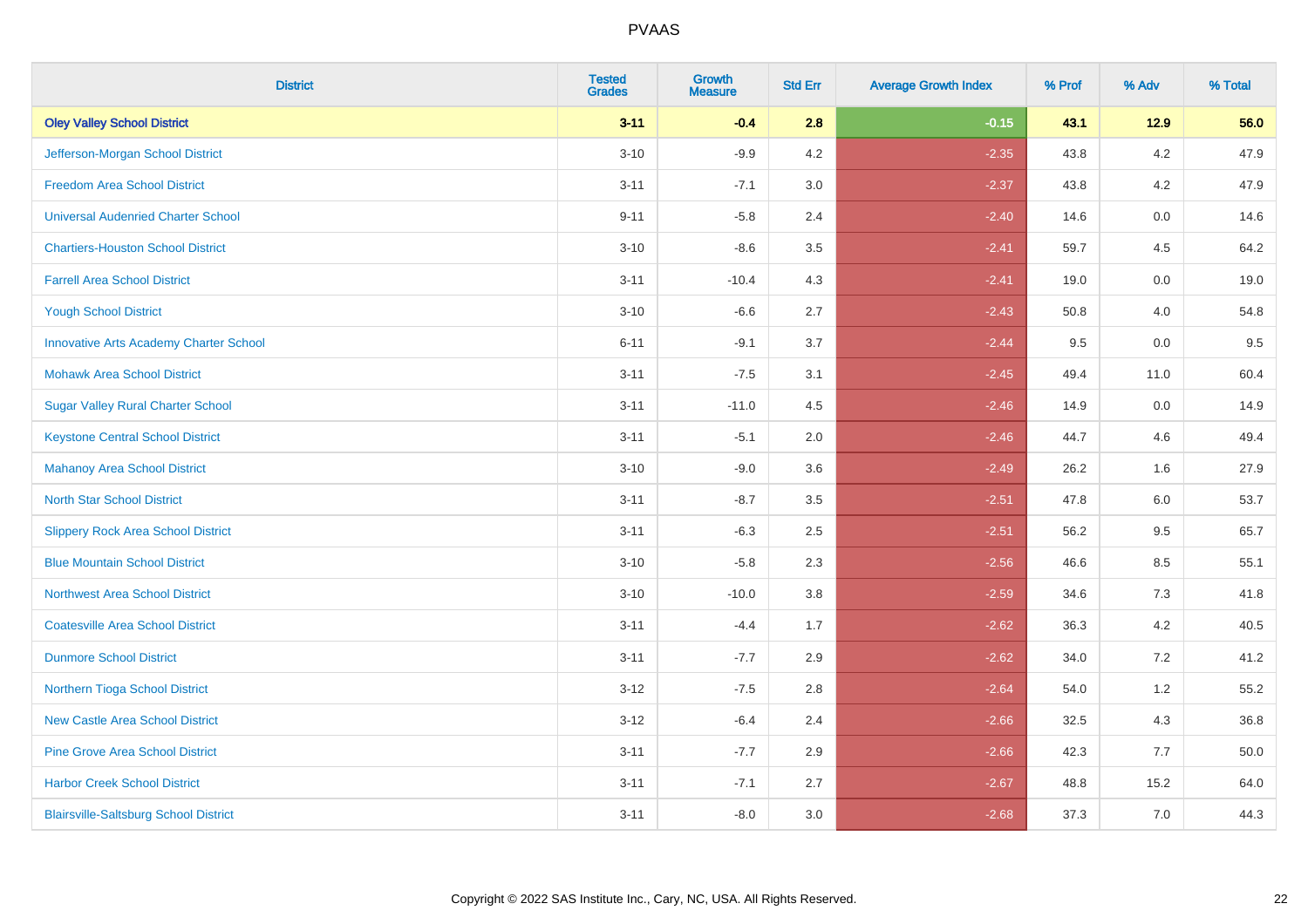PVAAS

| District | Tested Grades | Growth Measure | Std Err | Average Growth Index | % Prof | % Adv | % Total |
|---|---|---|---|---|---|---|---|
| **Oley Valley School District** | **3-11** | **-0.4** | **2.8** | **-0.15** | **43.1** | **12.9** | **56.0** |
| Jefferson-Morgan School District | 3-10 | -9.9 | 4.2 | -2.35 | 43.8 | 4.2 | 47.9 |
| Freedom Area School District | 3-11 | -7.1 | 3.0 | -2.37 | 43.8 | 4.2 | 47.9 |
| Universal Audenried Charter School | 9-11 | -5.8 | 2.4 | -2.40 | 14.6 | 0.0 | 14.6 |
| Chartiers-Houston School District | 3-10 | -8.6 | 3.5 | -2.41 | 59.7 | 4.5 | 64.2 |
| Farrell Area School District | 3-11 | -10.4 | 4.3 | -2.41 | 19.0 | 0.0 | 19.0 |
| Yough School District | 3-10 | -6.6 | 2.7 | -2.43 | 50.8 | 4.0 | 54.8 |
| Innovative Arts Academy Charter School | 6-11 | -9.1 | 3.7 | -2.44 | 9.5 | 0.0 | 9.5 |
| Mohawk Area School District | 3-11 | -7.5 | 3.1 | -2.45 | 49.4 | 11.0 | 60.4 |
| Sugar Valley Rural Charter School | 3-11 | -11.0 | 4.5 | -2.46 | 14.9 | 0.0 | 14.9 |
| Keystone Central School District | 3-11 | -5.1 | 2.0 | -2.46 | 44.7 | 4.6 | 49.4 |
| Mahanoy Area School District | 3-10 | -9.0 | 3.6 | -2.49 | 26.2 | 1.6 | 27.9 |
| North Star School District | 3-11 | -8.7 | 3.5 | -2.51 | 47.8 | 6.0 | 53.7 |
| Slippery Rock Area School District | 3-11 | -6.3 | 2.5 | -2.51 | 56.2 | 9.5 | 65.7 |
| Blue Mountain School District | 3-10 | -5.8 | 2.3 | -2.56 | 46.6 | 8.5 | 55.1 |
| Northwest Area School District | 3-10 | -10.0 | 3.8 | -2.59 | 34.6 | 7.3 | 41.8 |
| Coatesville Area School District | 3-11 | -4.4 | 1.7 | -2.62 | 36.3 | 4.2 | 40.5 |
| Dunmore School District | 3-11 | -7.7 | 2.9 | -2.62 | 34.0 | 7.2 | 41.2 |
| Northern Tioga School District | 3-12 | -7.5 | 2.8 | -2.64 | 54.0 | 1.2 | 55.2 |
| New Castle Area School District | 3-12 | -6.4 | 2.4 | -2.66 | 32.5 | 4.3 | 36.8 |
| Pine Grove Area School District | 3-11 | -7.7 | 2.9 | -2.66 | 42.3 | 7.7 | 50.0 |
| Harbor Creek School District | 3-11 | -7.1 | 2.7 | -2.67 | 48.8 | 15.2 | 64.0 |
| Blairsville-Saltsburg School District | 3-11 | -8.0 | 3.0 | -2.68 | 37.3 | 7.0 | 44.3 |

Copyright © 2022 SAS Institute Inc., Cary, NC, USA. All Rights Reserved.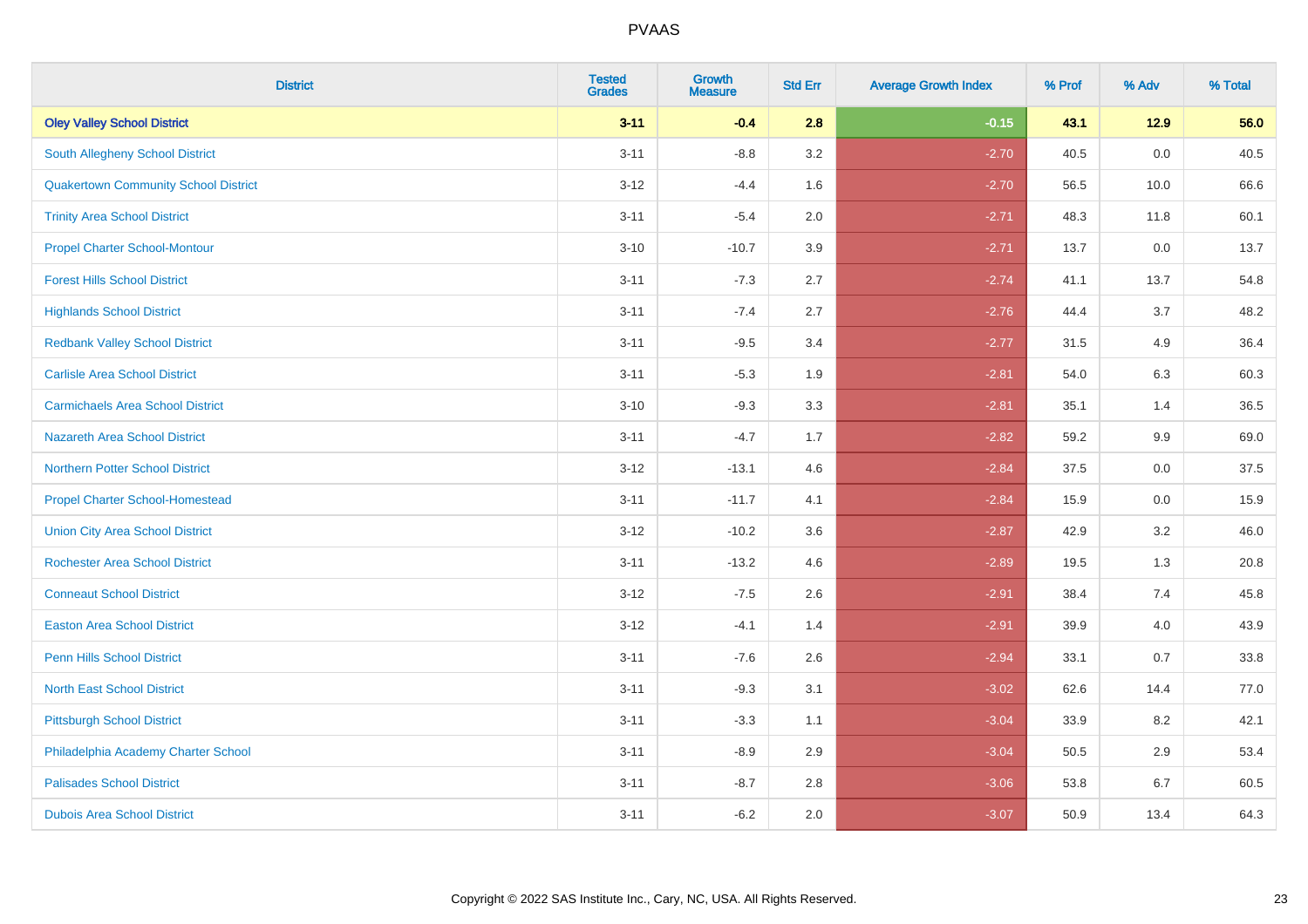# PVAAS

| District | Tested Grades | Growth Measure | Std Err | Average Growth Index | % Prof | % Adv | % Total |
|---|---|---|---|---|---|---|---|
| **Oley Valley School District** | **3-11** | **-0.4** | **2.8** | **-0.15** | **43.1** | **12.9** | **56.0** |
| South Allegheny School District | 3-11 | -8.8 | 3.2 | -2.70 | 40.5 | 0.0 | 40.5 |
| Quakertown Community School District | 3-12 | -4.4 | 1.6 | -2.70 | 56.5 | 10.0 | 66.6 |
| Trinity Area School District | 3-11 | -5.4 | 2.0 | -2.71 | 48.3 | 11.8 | 60.1 |
| Propel Charter School-Montour | 3-10 | -10.7 | 3.9 | -2.71 | 13.7 | 0.0 | 13.7 |
| Forest Hills School District | 3-11 | -7.3 | 2.7 | -2.74 | 41.1 | 13.7 | 54.8 |
| Highlands School District | 3-11 | -7.4 | 2.7 | -2.76 | 44.4 | 3.7 | 48.2 |
| Redbank Valley School District | 3-11 | -9.5 | 3.4 | -2.77 | 31.5 | 4.9 | 36.4 |
| Carlisle Area School District | 3-11 | -5.3 | 1.9 | -2.81 | 54.0 | 6.3 | 60.3 |
| Carmichaels Area School District | 3-10 | -9.3 | 3.3 | -2.81 | 35.1 | 1.4 | 36.5 |
| Nazareth Area School District | 3-11 | -4.7 | 1.7 | -2.82 | 59.2 | 9.9 | 69.0 |
| Northern Potter School District | 3-12 | -13.1 | 4.6 | -2.84 | 37.5 | 0.0 | 37.5 |
| Propel Charter School-Homestead | 3-11 | -11.7 | 4.1 | -2.84 | 15.9 | 0.0 | 15.9 |
| Union City Area School District | 3-12 | -10.2 | 3.6 | -2.87 | 42.9 | 3.2 | 46.0 |
| Rochester Area School District | 3-11 | -13.2 | 4.6 | -2.89 | 19.5 | 1.3 | 20.8 |
| Conneaut School District | 3-12 | -7.5 | 2.6 | -2.91 | 38.4 | 7.4 | 45.8 |
| Easton Area School District | 3-12 | -4.1 | 1.4 | -2.91 | 39.9 | 4.0 | 43.9 |
| Penn Hills School District | 3-11 | -7.6 | 2.6 | -2.94 | 33.1 | 0.7 | 33.8 |
| North East School District | 3-11 | -9.3 | 3.1 | -3.02 | 62.6 | 14.4 | 77.0 |
| Pittsburgh School District | 3-11 | -3.3 | 1.1 | -3.04 | 33.9 | 8.2 | 42.1 |
| Philadelphia Academy Charter School | 3-11 | -8.9 | 2.9 | -3.04 | 50.5 | 2.9 | 53.4 |
| Palisades School District | 3-11 | -8.7 | 2.8 | -3.06 | 53.8 | 6.7 | 60.5 |
| Dubois Area School District | 3-11 | -6.2 | 2.0 | -3.07 | 50.9 | 13.4 | 64.3 |

Copyright © 2022 SAS Institute Inc., Cary, NC, USA. All Rights Reserved.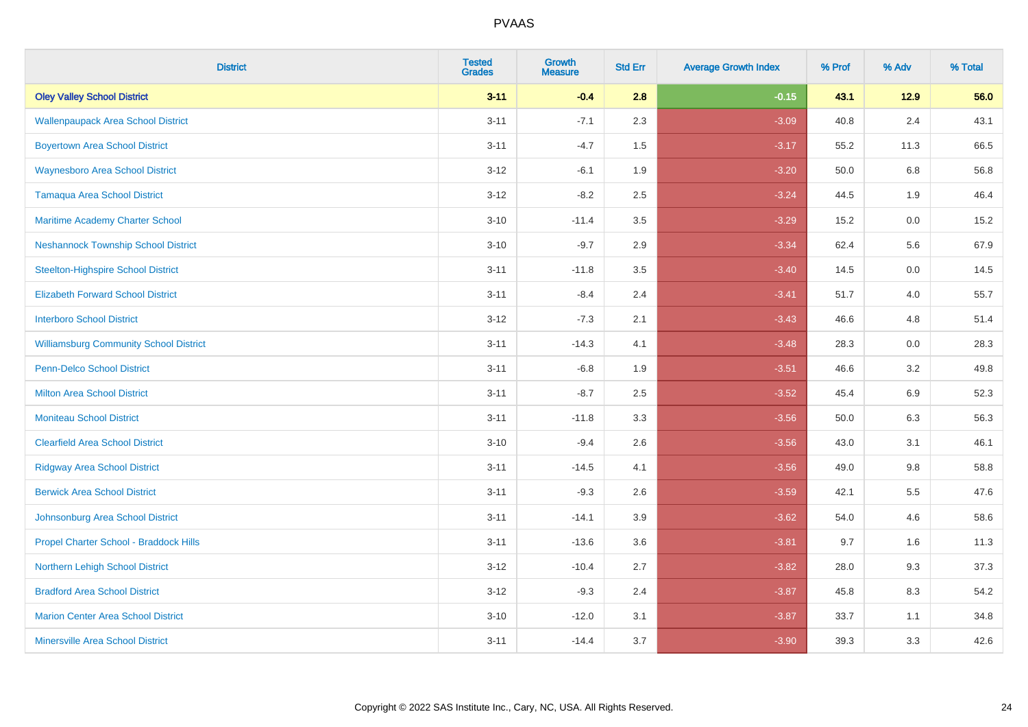# PVAAS

| District | Tested Grades | Growth Measure | Std Err | Average Growth Index | % Prof | % Adv | % Total |
|---|---|---|---|---|---|---|---|
| **Oley Valley School District** | **3-11** | **-0.4** | **2.8** | **-0.15** | **43.1** | **12.9** | **56.0** |
| Wallenpaupack Area School District | 3-11 | -7.1 | 2.3 | -3.09 | 40.8 | 2.4 | 43.1 |
| Boyertown Area School District | 3-11 | -4.7 | 1.5 | -3.17 | 55.2 | 11.3 | 66.5 |
| Waynesboro Area School District | 3-12 | -6.1 | 1.9 | -3.20 | 50.0 | 6.8 | 56.8 |
| Tamaqua Area School District | 3-12 | -8.2 | 2.5 | -3.24 | 44.5 | 1.9 | 46.4 |
| Maritime Academy Charter School | 3-10 | -11.4 | 3.5 | -3.29 | 15.2 | 0.0 | 15.2 |
| Neshannock Township School District | 3-10 | -9.7 | 2.9 | -3.34 | 62.4 | 5.6 | 67.9 |
| Steelton-Highspire School District | 3-11 | -11.8 | 3.5 | -3.40 | 14.5 | 0.0 | 14.5 |
| Elizabeth Forward School District | 3-11 | -8.4 | 2.4 | -3.41 | 51.7 | 4.0 | 55.7 |
| Interboro School District | 3-12 | -7.3 | 2.1 | -3.43 | 46.6 | 4.8 | 51.4 |
| Williamsburg Community School District | 3-11 | -14.3 | 4.1 | -3.48 | 28.3 | 0.0 | 28.3 |
| Penn-Delco School District | 3-11 | -6.8 | 1.9 | -3.51 | 46.6 | 3.2 | 49.8 |
| Milton Area School District | 3-11 | -8.7 | 2.5 | -3.52 | 45.4 | 6.9 | 52.3 |
| Moniteau School District | 3-11 | -11.8 | 3.3 | -3.56 | 50.0 | 6.3 | 56.3 |
| Clearfield Area School District | 3-10 | -9.4 | 2.6 | -3.56 | 43.0 | 3.1 | 46.1 |
| Ridgway Area School District | 3-11 | -14.5 | 4.1 | -3.56 | 49.0 | 9.8 | 58.8 |
| Berwick Area School District | 3-11 | -9.3 | 2.6 | -3.59 | 42.1 | 5.5 | 47.6 |
| Johnsonburg Area School District | 3-11 | -14.1 | 3.9 | -3.62 | 54.0 | 4.6 | 58.6 |
| Propel Charter School - Braddock Hills | 3-11 | -13.6 | 3.6 | -3.81 | 9.7 | 1.6 | 11.3 |
| Northern Lehigh School District | 3-12 | -10.4 | 2.7 | -3.82 | 28.0 | 9.3 | 37.3 |
| Bradford Area School District | 3-12 | -9.3 | 2.4 | -3.87 | 45.8 | 8.3 | 54.2 |
| Marion Center Area School District | 3-10 | -12.0 | 3.1 | -3.87 | 33.7 | 1.1 | 34.8 |
| Minersville Area School District | 3-11 | -14.4 | 3.7 | -3.90 | 39.3 | 3.3 | 42.6 |

Copyright © 2022 SAS Institute Inc., Cary, NC, USA. All Rights Reserved.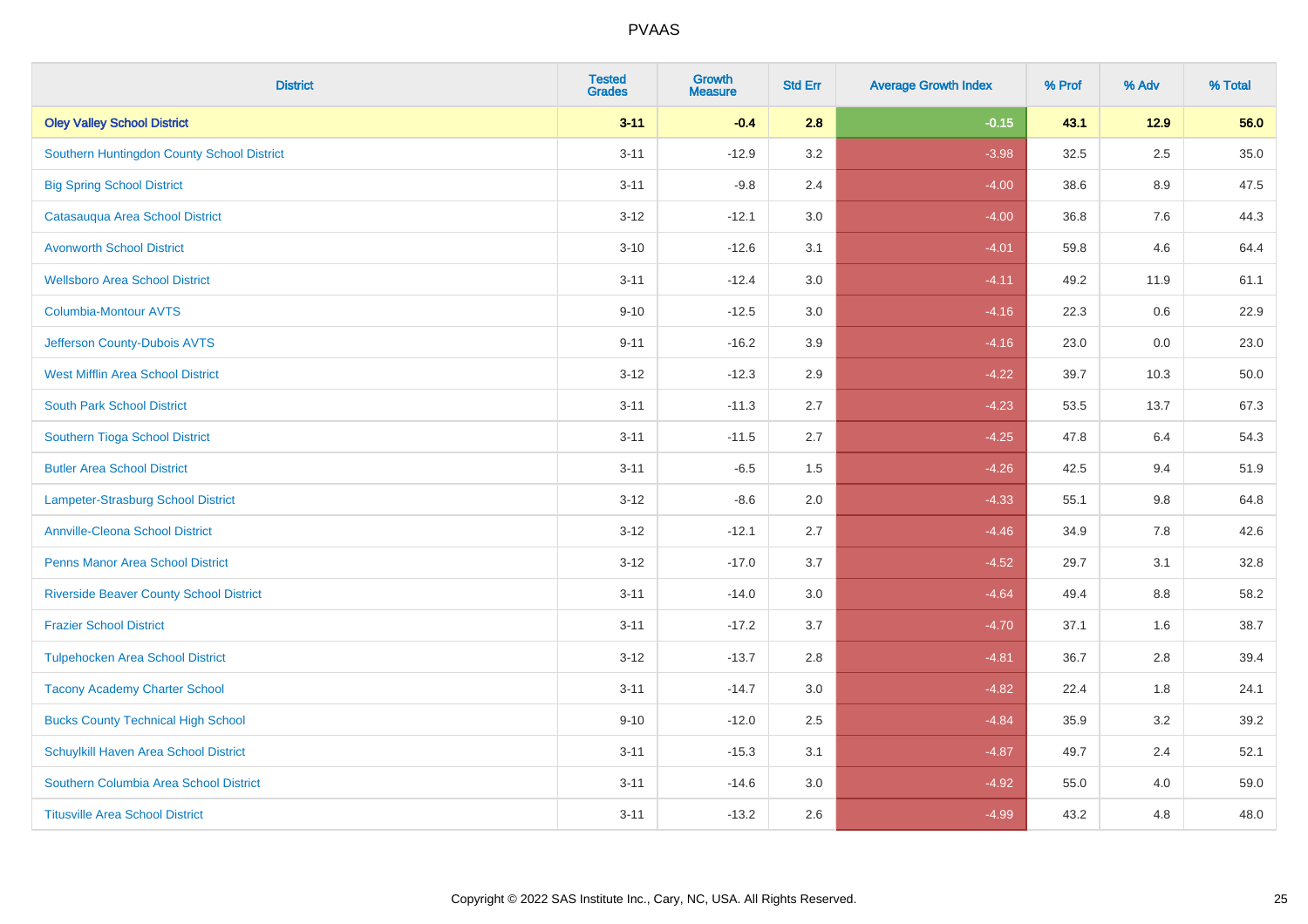# PVAAS

| District | Tested Grades | Growth Measure | Std Err | Average Growth Index | % Prof | % Adv | % Total |
|---|---|---|---|---|---|---|---|
| **Oley Valley School District** | **3-11** | **-0.4** | **2.8** | **-0.15** | **43.1** | **12.9** | **56.0** |
| Southern Huntingdon County School District | 3-11 | -12.9 | 3.2 | -3.98 | 32.5 | 2.5 | 35.0 |
| Big Spring School District | 3-11 | -9.8 | 2.4 | -4.00 | 38.6 | 8.9 | 47.5 |
| Catasauqua Area School District | 3-12 | -12.1 | 3.0 | -4.00 | 36.8 | 7.6 | 44.3 |
| Avonworth School District | 3-10 | -12.6 | 3.1 | -4.01 | 59.8 | 4.6 | 64.4 |
| Wellsboro Area School District | 3-11 | -12.4 | 3.0 | -4.11 | 49.2 | 11.9 | 61.1 |
| Columbia-Montour AVTS | 9-10 | -12.5 | 3.0 | -4.16 | 22.3 | 0.6 | 22.9 |
| Jefferson County-Dubois AVTS | 9-11 | -16.2 | 3.9 | -4.16 | 23.0 | 0.0 | 23.0 |
| West Mifflin Area School District | 3-12 | -12.3 | 2.9 | -4.22 | 39.7 | 10.3 | 50.0 |
| South Park School District | 3-11 | -11.3 | 2.7 | -4.23 | 53.5 | 13.7 | 67.3 |
| Southern Tioga School District | 3-11 | -11.5 | 2.7 | -4.25 | 47.8 | 6.4 | 54.3 |
| Butler Area School District | 3-11 | -6.5 | 1.5 | -4.26 | 42.5 | 9.4 | 51.9 |
| Lampeter-Strasburg School District | 3-12 | -8.6 | 2.0 | -4.33 | 55.1 | 9.8 | 64.8 |
| Annville-Cleona School District | 3-12 | -12.1 | 2.7 | -4.46 | 34.9 | 7.8 | 42.6 |
| Penns Manor Area School District | 3-12 | -17.0 | 3.7 | -4.52 | 29.7 | 3.1 | 32.8 |
| Riverside Beaver County School District | 3-11 | -14.0 | 3.0 | -4.64 | 49.4 | 8.8 | 58.2 |
| Frazier School District | 3-11 | -17.2 | 3.7 | -4.70 | 37.1 | 1.6 | 38.7 |
| Tulpehocken Area School District | 3-12 | -13.7 | 2.8 | -4.81 | 36.7 | 2.8 | 39.4 |
| Tacony Academy Charter School | 3-11 | -14.7 | 3.0 | -4.82 | 22.4 | 1.8 | 24.1 |
| Bucks County Technical High School | 9-10 | -12.0 | 2.5 | -4.84 | 35.9 | 3.2 | 39.2 |
| Schuylkill Haven Area School District | 3-11 | -15.3 | 3.1 | -4.87 | 49.7 | 2.4 | 52.1 |
| Southern Columbia Area School District | 3-11 | -14.6 | 3.0 | -4.92 | 55.0 | 4.0 | 59.0 |
| Titusville Area School District | 3-11 | -13.2 | 2.6 | -4.99 | 43.2 | 4.8 | 48.0 |

Copyright © 2022 SAS Institute Inc., Cary, NC, USA. All Rights Reserved.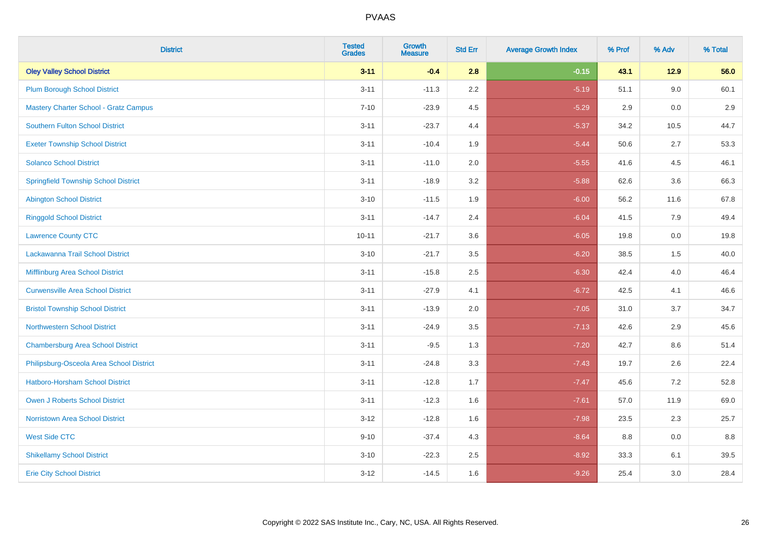| District | Tested Grades | Growth Measure | Std Err | Average Growth Index | % Prof | % Adv | % Total |
|---|---|---|---|---|---|---|---|
| **Oley Valley School District** | **3-11** | **-0.4** | **2.8** | **-0.15** | **43.1** | **12.9** | **56.0** |
| Plum Borough School District | 3-11 | -11.3 | 2.2 | -5.19 | 51.1 | 9.0 | 60.1 |
| Mastery Charter School - Gratz Campus | 7-10 | -23.9 | 4.5 | -5.29 | 2.9 | 0.0 | 2.9 |
| Southern Fulton School District | 3-11 | -23.7 | 4.4 | -5.37 | 34.2 | 10.5 | 44.7 |
| Exeter Township School District | 3-11 | -10.4 | 1.9 | -5.44 | 50.6 | 2.7 | 53.3 |
| Solanco School District | 3-11 | -11.0 | 2.0 | -5.55 | 41.6 | 4.5 | 46.1 |
| Springfield Township School District | 3-11 | -18.9 | 3.2 | -5.88 | 62.6 | 3.6 | 66.3 |
| Abington School District | 3-10 | -11.5 | 1.9 | -6.00 | 56.2 | 11.6 | 67.8 |
| Ringgold School District | 3-11 | -14.7 | 2.4 | -6.04 | 41.5 | 7.9 | 49.4 |
| Lawrence County CTC | 10-11 | -21.7 | 3.6 | -6.05 | 19.8 | 0.0 | 19.8 |
| Lackawanna Trail School District | 3-10 | -21.7 | 3.5 | -6.20 | 38.5 | 1.5 | 40.0 |
| Mifflinburg Area School District | 3-11 | -15.8 | 2.5 | -6.30 | 42.4 | 4.0 | 46.4 |
| Curwensville Area School District | 3-11 | -27.9 | 4.1 | -6.72 | 42.5 | 4.1 | 46.6 |
| Bristol Township School District | 3-11 | -13.9 | 2.0 | -7.05 | 31.0 | 3.7 | 34.7 |
| Northwestern School District | 3-11 | -24.9 | 3.5 | -7.13 | 42.6 | 2.9 | 45.6 |
| Chambersburg Area School District | 3-11 | -9.5 | 1.3 | -7.20 | 42.7 | 8.6 | 51.4 |
| Philipsburg-Osceola Area School District | 3-11 | -24.8 | 3.3 | -7.43 | 19.7 | 2.6 | 22.4 |
| Hatboro-Horsham School District | 3-11 | -12.8 | 1.7 | -7.47 | 45.6 | 7.2 | 52.8 |
| Owen J Roberts School District | 3-11 | -12.3 | 1.6 | -7.61 | 57.0 | 11.9 | 69.0 |
| Norristown Area School District | 3-12 | -12.8 | 1.6 | -7.98 | 23.5 | 2.3 | 25.7 |
| West Side CTC | 9-10 | -37.4 | 4.3 | -8.64 | 8.8 | 0.0 | 8.8 |
| Shikellamy School District | 3-10 | -22.3 | 2.5 | -8.92 | 33.3 | 6.1 | 39.5 |
| Erie City School District | 3-12 | -14.5 | 1.6 | -9.26 | 25.4 | 3.0 | 28.4 |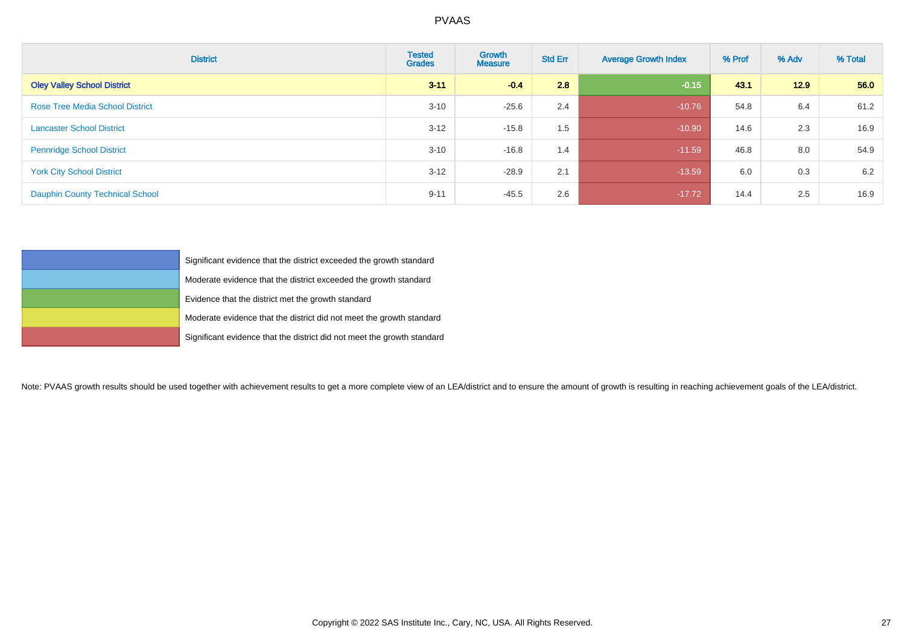# PVAAS

| District | Tested Grades | Growth Measure | Std Err | Average Growth Index | % Prof | % Adv | % Total |
|---|---|---|---|---|---|---|---|
| **Oley Valley School District** | **3-11** | **-0.4** | **2.8** | **-0.15** | **43.1** | **12.9** | **56.0** |
| Rose Tree Media School District | 3-10 | -25.6 | 2.4 | -10.76 | 54.8 | 6.4 | 61.2 |
| Lancaster School District | 3-12 | -15.8 | 1.5 | -10.90 | 14.6 | 2.3 | 16.9 |
| Pennridge School District | 3-10 | -16.8 | 1.4 | -11.59 | 46.8 | 8.0 | 54.9 |
| York City School District | 3-12 | -28.9 | 2.1 | -13.59 | 6.0 | 0.3 | 6.2 |
| Dauphin County Technical School | 9-11 | -45.5 | 2.6 | -17.72 | 14.4 | 2.5 | 16.9 |

Significant evidence that the district exceeded the growth standard

Moderate evidence that the district exceeded the growth standard

Evidence that the district met the growth standard

Moderate evidence that the district did not meet the growth standard

Significant evidence that the district did not meet the growth standard

Note: PVAAS growth results should be used together with achievement results to get a more complete view of an LEA/district and to ensure the amount of growth is resulting in reaching achievement goals of the LEA/district.

Copyright © 2022 SAS Institute Inc., Cary, NC, USA. All Rights Reserved.